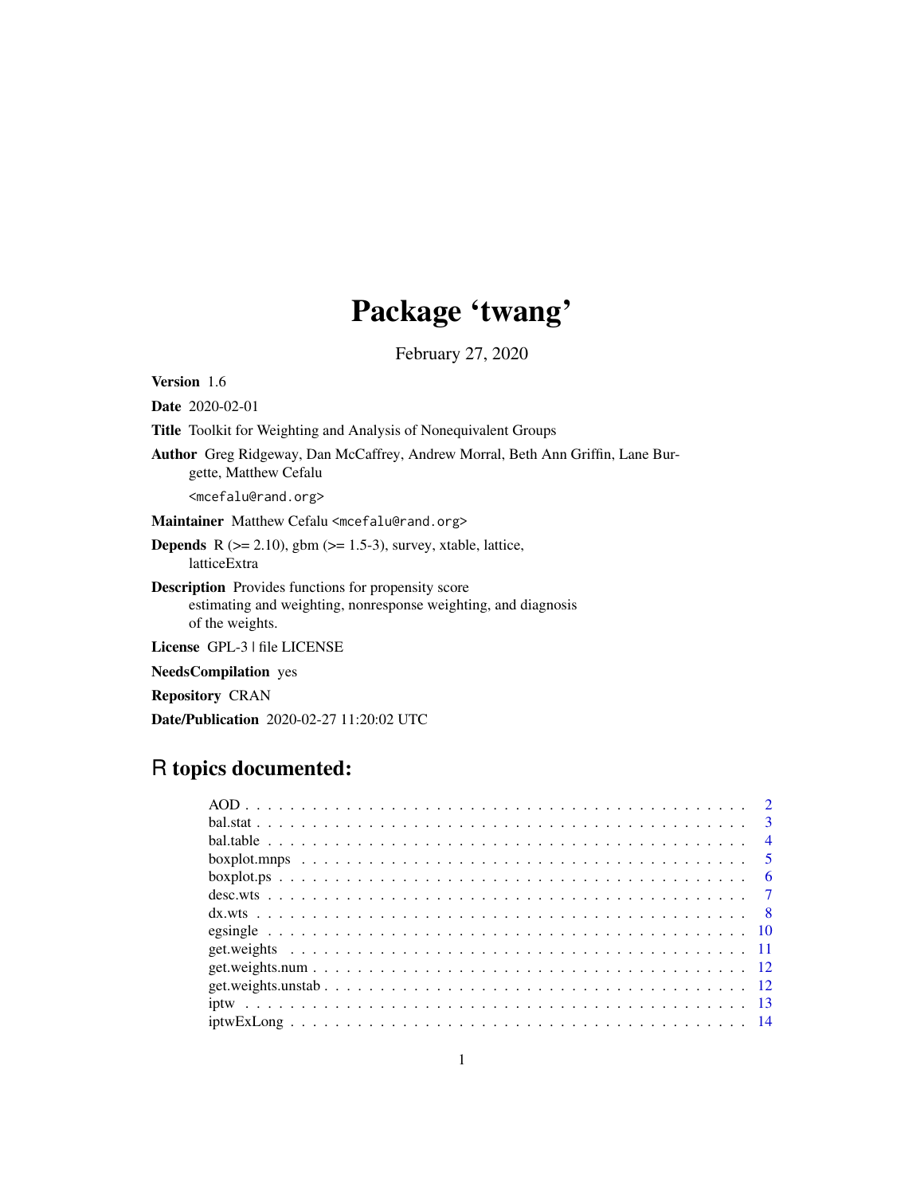# Package 'twang'

February 27, 2020

**Version** 1.6

**Date** 2020-02-01

**Title** Toolkit for Weighting and Analysis of Nonequivalent Groups

**Author** Greg Ridgeway, Dan McCaffrey, Andrew Morral, Beth Ann Griffin, Lane Burgette, Matthew Cefalu
<mcefalu@rand.org>

**Maintainer** Matthew Cefalu <mcefalu@rand.org>

**Depends** R (>= 2.10), gbm (>= 1.5-3), survey, xtable, lattice, latticeExtra

**Description** Provides functions for propensity score estimating and weighting, nonresponse weighting, and diagnosis of the weights.

**License** GPL-3 | file LICENSE

**NeedsCompilation** yes

**Repository** CRAN

**Date/Publication** 2020-02-27 11:20:02 UTC

## R topics documented:

| | |
|---|---|
| AOD | 2 |
| bal.stat | 3 |
| bal.table | 4 |
| boxplot.mnps | 5 |
| boxplot.ps | 6 |
| desc.wts | 7 |
| dx.wts | 8 |
| egsingle | 10 |
| get.weights | 11 |
| get.weights.num | 12 |
| get.weights.unstab | 12 |
| iptw | 13 |
| iptwExLong | 14 |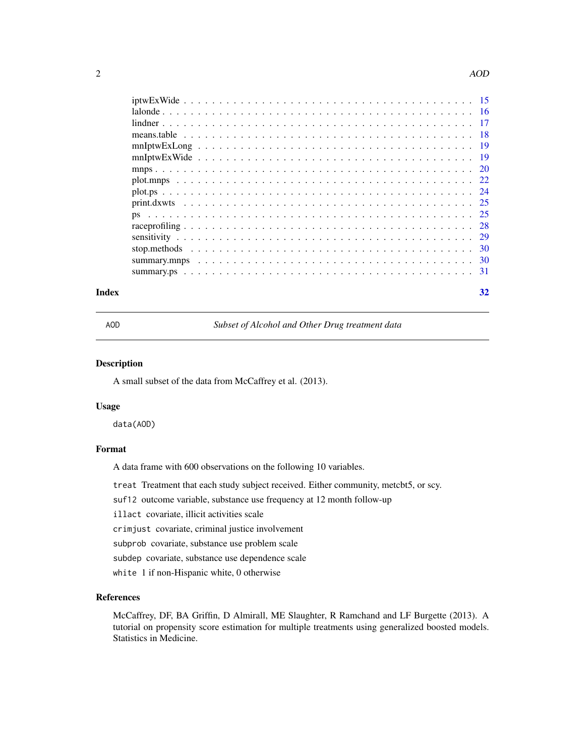iptwExWide . . . . . . . . . . . . . . . . . . . . . . . . . . . . . . . . . . . . . . 15
lalonde . . . . . . . . . . . . . . . . . . . . . . . . . . . . . . . . . . . . . . . . 16
lindner . . . . . . . . . . . . . . . . . . . . . . . . . . . . . . . . . . . . . . . . 17
means.table . . . . . . . . . . . . . . . . . . . . . . . . . . . . . . . . . . . . . . 18
mnIptwExLong . . . . . . . . . . . . . . . . . . . . . . . . . . . . . . . . . . . . . 19
mnIptwExWide . . . . . . . . . . . . . . . . . . . . . . . . . . . . . . . . . . . . . 19
mnps . . . . . . . . . . . . . . . . . . . . . . . . . . . . . . . . . . . . . . . . . 20
plot.mnps . . . . . . . . . . . . . . . . . . . . . . . . . . . . . . . . . . . . . . . 22
plot.ps . . . . . . . . . . . . . . . . . . . . . . . . . . . . . . . . . . . . . . . . 24
print.dxwts . . . . . . . . . . . . . . . . . . . . . . . . . . . . . . . . . . . . . . 25
ps . . . . . . . . . . . . . . . . . . . . . . . . . . . . . . . . . . . . . . . . . . 25
raceprofiling . . . . . . . . . . . . . . . . . . . . . . . . . . . . . . . . . . . . . 28
sensitivity . . . . . . . . . . . . . . . . . . . . . . . . . . . . . . . . . . . . . . 29
stop.methods . . . . . . . . . . . . . . . . . . . . . . . . . . . . . . . . . . . . . 30
summary.mnps . . . . . . . . . . . . . . . . . . . . . . . . . . . . . . . . . . . . . 30
summary.ps . . . . . . . . . . . . . . . . . . . . . . . . . . . . . . . . . . . . . . 31

**Index** **32**

---

AOD *Subset of Alcohol and Other Drug treatment data*

---

### Description

A small subset of the data from McCaffrey et al. (2013).

### Usage

```
data(AOD)
```

### Format

A data frame with 600 observations on the following 10 variables.

`treat` Treatment that each study subject received. Either community, metcbt5, or scy.

`suf12` outcome variable, substance use frequency at 12 month follow-up

`illact` covariate, illicit activities scale

`crimjust` covariate, criminal justice involvement

`subprob` covariate, substance use problem scale

`subdep` covariate, substance use dependence scale

`white` 1 if non-Hispanic white, 0 otherwise

### References

McCaffrey, DF, BA Griffin, D Almirall, ME Slaughter, R Ramchand and LF Burgette (2013). A tutorial on propensity score estimation for multiple treatments using generalized boosted models. Statistics in Medicine.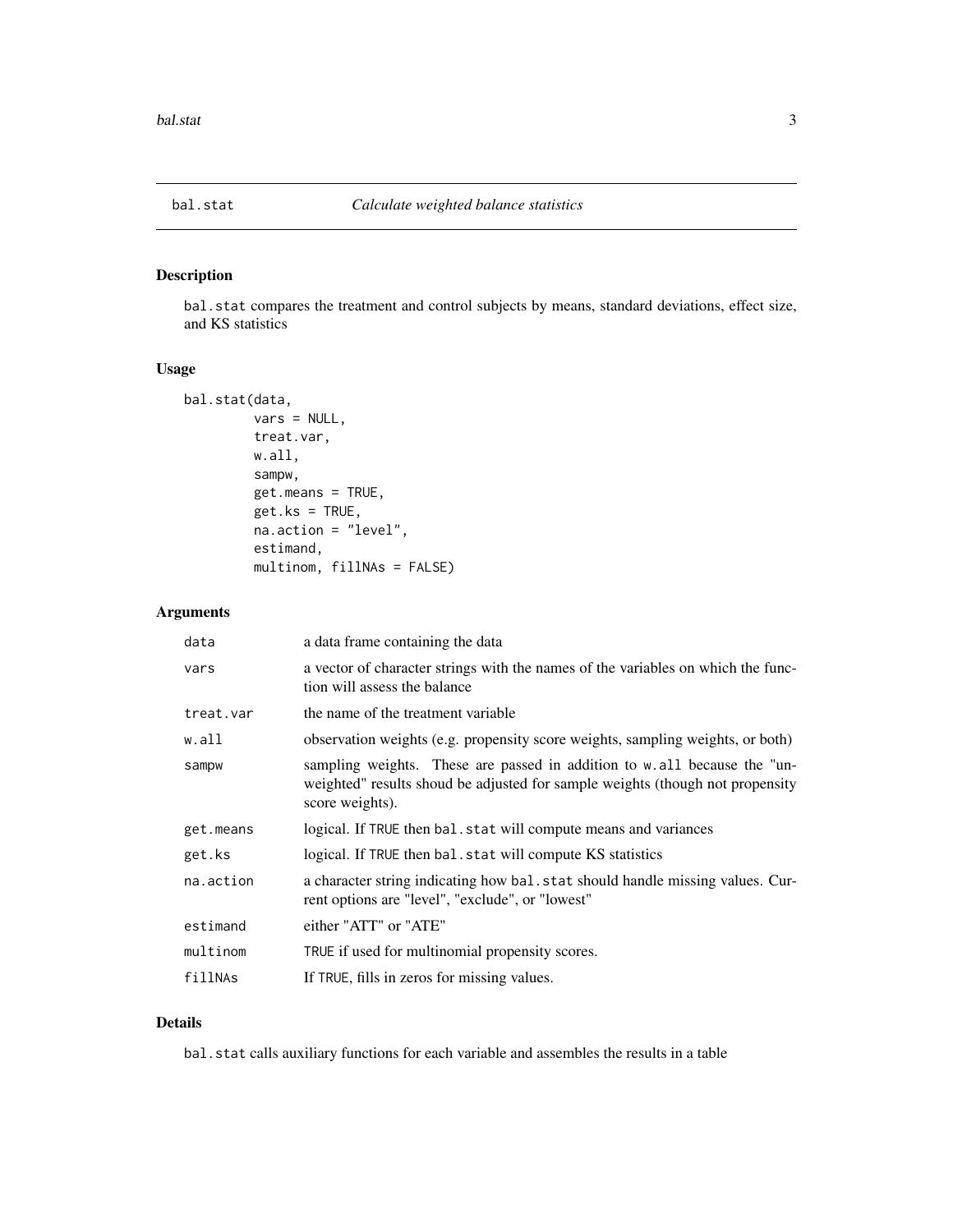# bal.stat — *Calculate weighted balance statistics*

## Description

`bal.stat` compares the treatment and control subjects by means, standard deviations, effect size, and KS statistics

## Usage

```
bal.stat(data,
         vars = NULL,
         treat.var,
         w.all,
         sampw,
         get.means = TRUE,
         get.ks = TRUE,
         na.action = "level",
         estimand,
         multinom, fillNAs = FALSE)
```

## Arguments

| | |
|---|---|
| `data` | a data frame containing the data |
| `vars` | a vector of character strings with the names of the variables on which the function will assess the balance |
| `treat.var` | the name of the treatment variable |
| `w.all` | observation weights (e.g. propensity score weights, sampling weights, or both) |
| `sampw` | sampling weights. These are passed in addition to `w.all` because the "unweighted" results shoud be adjusted for sample weights (though not propensity score weights). |
| `get.means` | logical. If `TRUE` then `bal.stat` will compute means and variances |
| `get.ks` | logical. If `TRUE` then `bal.stat` will compute KS statistics |
| `na.action` | a character string indicating how `bal.stat` should handle missing values. Current options are "level", "exclude", or "lowest" |
| `estimand` | either "ATT" or "ATE" |
| `multinom` | `TRUE` if used for multinomial propensity scores. |
| `fillNAs` | If `TRUE`, fills in zeros for missing values. |

## Details

`bal.stat` calls auxiliary functions for each variable and assembles the results in a table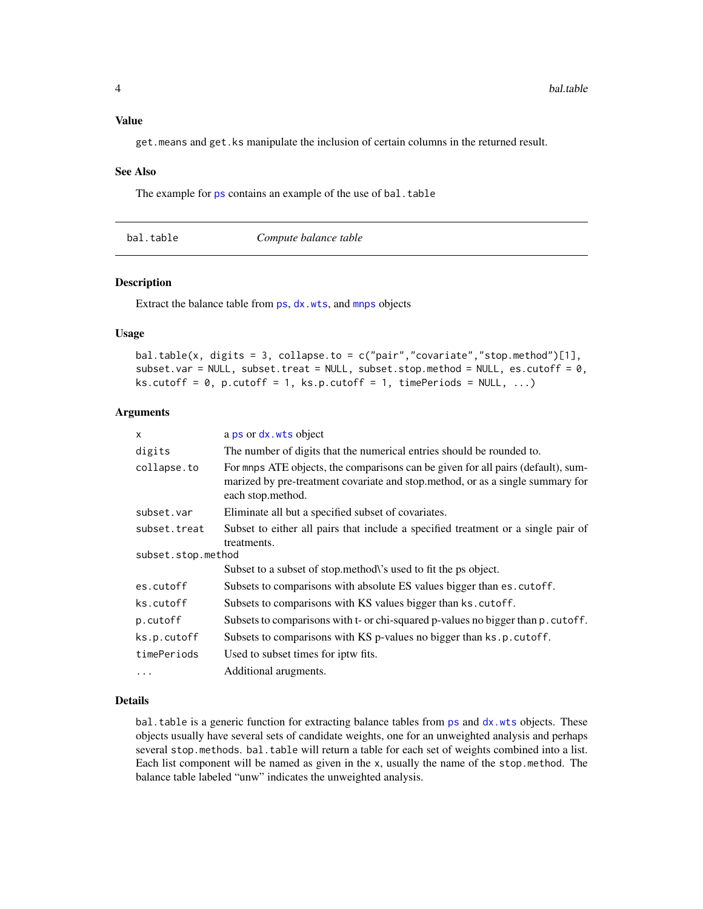### Value

get.means and get.ks manipulate the inclusion of certain columns in the returned result.

### See Also

The example for ps contains an example of the use of bal.table

---

## bal.table — *Compute balance table*

### Description

Extract the balance table from ps, dx.wts, and mnps objects

### Usage

```
bal.table(x, digits = 3, collapse.to = c("pair","covariate","stop.method")[1],
subset.var = NULL, subset.treat = NULL, subset.stop.method = NULL, es.cutoff = 0,
ks.cutoff = 0, p.cutoff = 1, ks.p.cutoff = 1, timePeriods = NULL, ...)
```

### Arguments

| Argument | Description |
|---|---|
| x | a ps or dx.wts object |
| digits | The number of digits that the numerical entries should be rounded to. |
| collapse.to | For mnps ATE objects, the comparisons can be given for all pairs (default), summarized by pre-treatment covariate and stop.method, or as a single summary for each stop.method. |
| subset.var | Eliminate all but a specified subset of covariates. |
| subset.treat | Subset to either all pairs that include a specified treatment or a single pair of treatments. |
| subset.stop.method | Subset to a subset of stop.method\'s used to fit the ps object. |
| es.cutoff | Subsets to comparisons with absolute ES values bigger than es.cutoff. |
| ks.cutoff | Subsets to comparisons with KS values bigger than ks.cutoff. |
| p.cutoff | Subsets to comparisons with t- or chi-squared p-values no bigger than p.cutoff. |
| ks.p.cutoff | Subsets to comparisons with KS p-values no bigger than ks.p.cutoff. |
| timePeriods | Used to subset times for iptw fits. |
| ... | Additional arugments. |

### Details

bal.table is a generic function for extracting balance tables from ps and dx.wts objects. These objects usually have several sets of candidate weights, one for an unweighted analysis and perhaps several stop.methods. bal.table will return a table for each set of weights combined into a list. Each list component will be named as given in the x, usually the name of the stop.method. The balance table labeled "unw" indicates the unweighted analysis.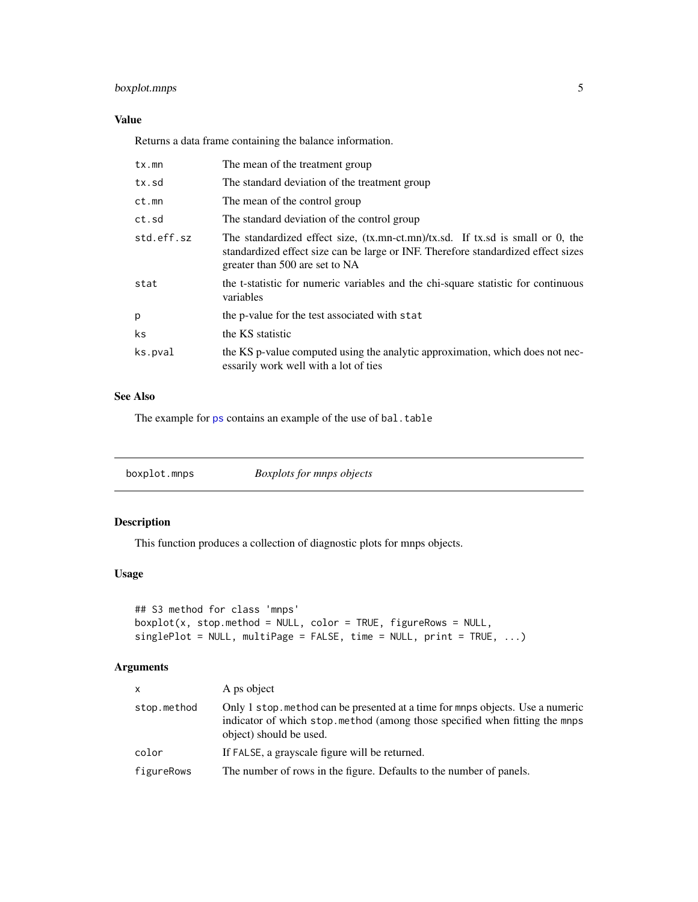## Value

Returns a data frame containing the balance information.

| | |
|---|---|
| tx.mn | The mean of the treatment group |
| tx.sd | The standard deviation of the treatment group |
| ct.mn | The mean of the control group |
| ct.sd | The standard deviation of the control group |
| std.eff.sz | The standardized effect size, (tx.mn-ct.mn)/tx.sd. If tx.sd is small or 0, the standardized effect size can be large or INF. Therefore standardized effect sizes greater than 500 are set to NA |
| stat | the t-statistic for numeric variables and the chi-square statistic for continuous variables |
| p | the p-value for the test associated with stat |
| ks | the KS statistic |
| ks.pval | the KS p-value computed using the analytic approximation, which does not necessarily work well with a lot of ties |

## See Also

The example for ps contains an example of the use of bal.table

---

# boxplot.mnps *Boxplots for mnps objects*

## Description

This function produces a collection of diagnostic plots for mnps objects.

## Usage

```
## S3 method for class 'mnps'
boxplot(x, stop.method = NULL, color = TRUE, figureRows = NULL,
singlePlot = NULL, multiPage = FALSE, time = NULL, print = TRUE, ...)
```

## Arguments

| | |
|---|---|
| x | A ps object |
| stop.method | Only 1 stop.method can be presented at a time for mnps objects. Use a numeric indicator of which stop.method (among those specified when fitting the mnps object) should be used. |
| color | If FALSE, a grayscale figure will be returned. |
| figureRows | The number of rows in the figure. Defaults to the number of panels. |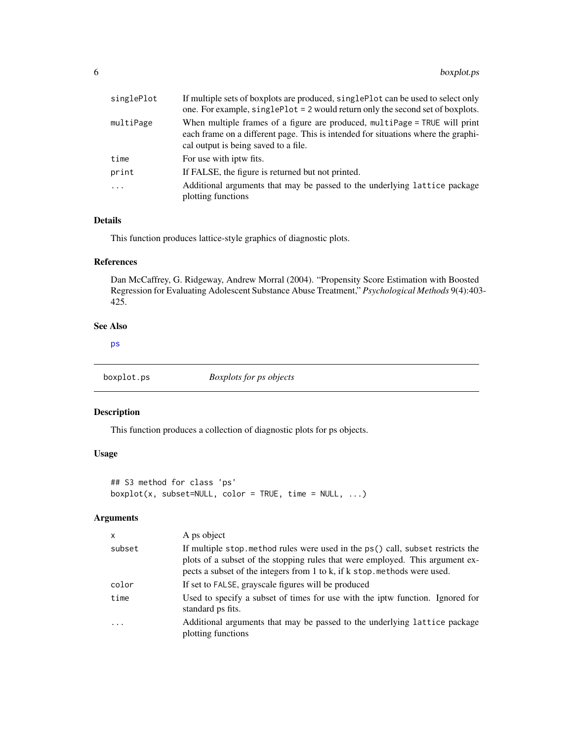| | |
|---|---|
| singlePlot | If multiple sets of boxplots are produced, singlePlot can be used to select only one. For example, singlePlot = 2 would return only the second set of boxplots. |
| multiPage | When multiple frames of a figure are produced, multiPage = TRUE will print each frame on a different page. This is intended for situations where the graphical output is being saved to a file. |
| time | For use with iptw fits. |
| print | If FALSE, the figure is returned but not printed. |
| ... | Additional arguments that may be passed to the underlying lattice package plotting functions |

### Details

This function produces lattice-style graphics of diagnostic plots.

### References

Dan McCaffrey, G. Ridgeway, Andrew Morral (2004). "Propensity Score Estimation with Boosted Regression for Evaluating Adolescent Substance Abuse Treatment," *Psychological Methods* 9(4):403-425.

### See Also

ps

---

## boxplot.ps — *Boxplots for ps objects*

### Description

This function produces a collection of diagnostic plots for ps objects.

### Usage

```
## S3 method for class 'ps'
boxplot(x, subset=NULL, color = TRUE, time = NULL, ...)
```

### Arguments

| | |
|---|---|
| x | A ps object |
| subset | If multiple stop.method rules were used in the ps() call, subset restricts the plots of a subset of the stopping rules that were employed. This argument expects a subset of the integers from 1 to k, if k stop.methods were used. |
| color | If set to FALSE, grayscale figures will be produced |
| time | Used to specify a subset of times for use with the iptw function. Ignored for standard ps fits. |
| ... | Additional arguments that may be passed to the underlying lattice package plotting functions |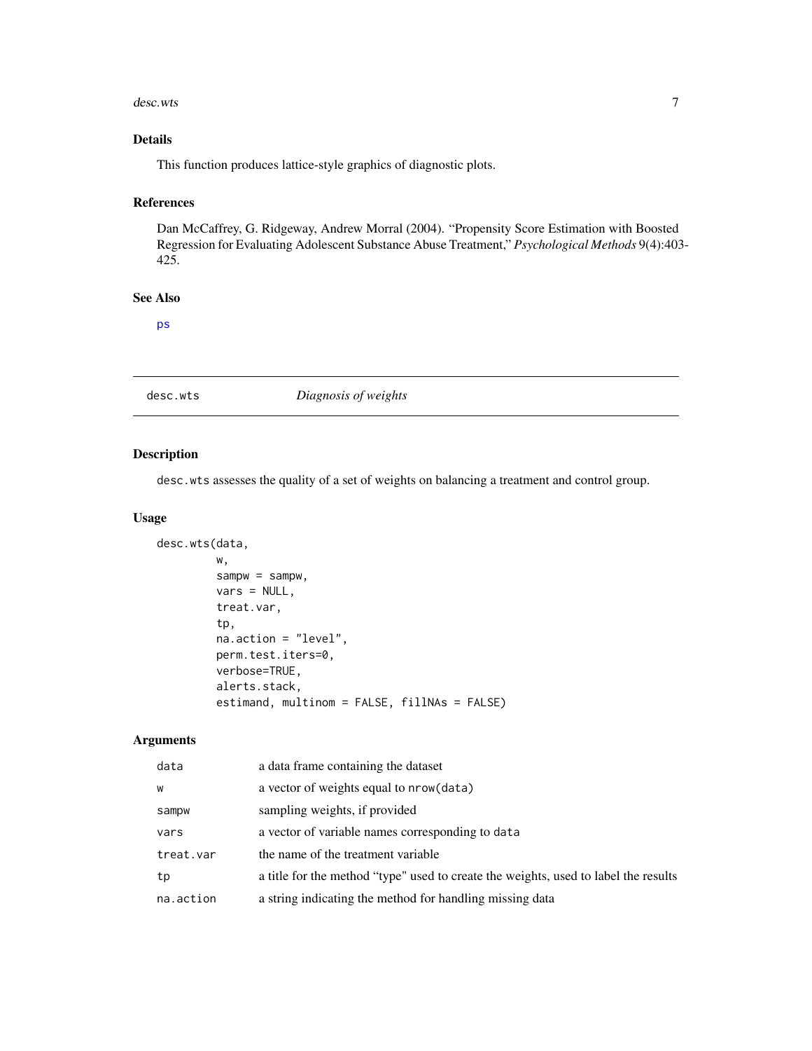## Details

This function produces lattice-style graphics of diagnostic plots.

## References

Dan McCaffrey, G. Ridgeway, Andrew Morral (2004). "Propensity Score Estimation with Boosted Regression for Evaluating Adolescent Substance Abuse Treatment," *Psychological Methods* 9(4):403-425.

## See Also

ps

---

# desc.wts — *Diagnosis of weights*

---

## Description

`desc.wts` assesses the quality of a set of weights on balancing a treatment and control group.

## Usage

```
desc.wts(data,
         w,
         sampw = sampw,
         vars = NULL,
         treat.var,
         tp,
         na.action = "level",
         perm.test.iters=0,
         verbose=TRUE,
         alerts.stack,
         estimand, multinom = FALSE, fillNAs = FALSE)
```

## Arguments

| | |
|---|---|
| `data` | a data frame containing the dataset |
| `w` | a vector of weights equal to `nrow(data)` |
| `sampw` | sampling weights, if provided |
| `vars` | a vector of variable names corresponding to `data` |
| `treat.var` | the name of the treatment variable |
| `tp` | a title for the method "type" used to create the weights, used to label the results |
| `na.action` | a string indicating the method for handling missing data |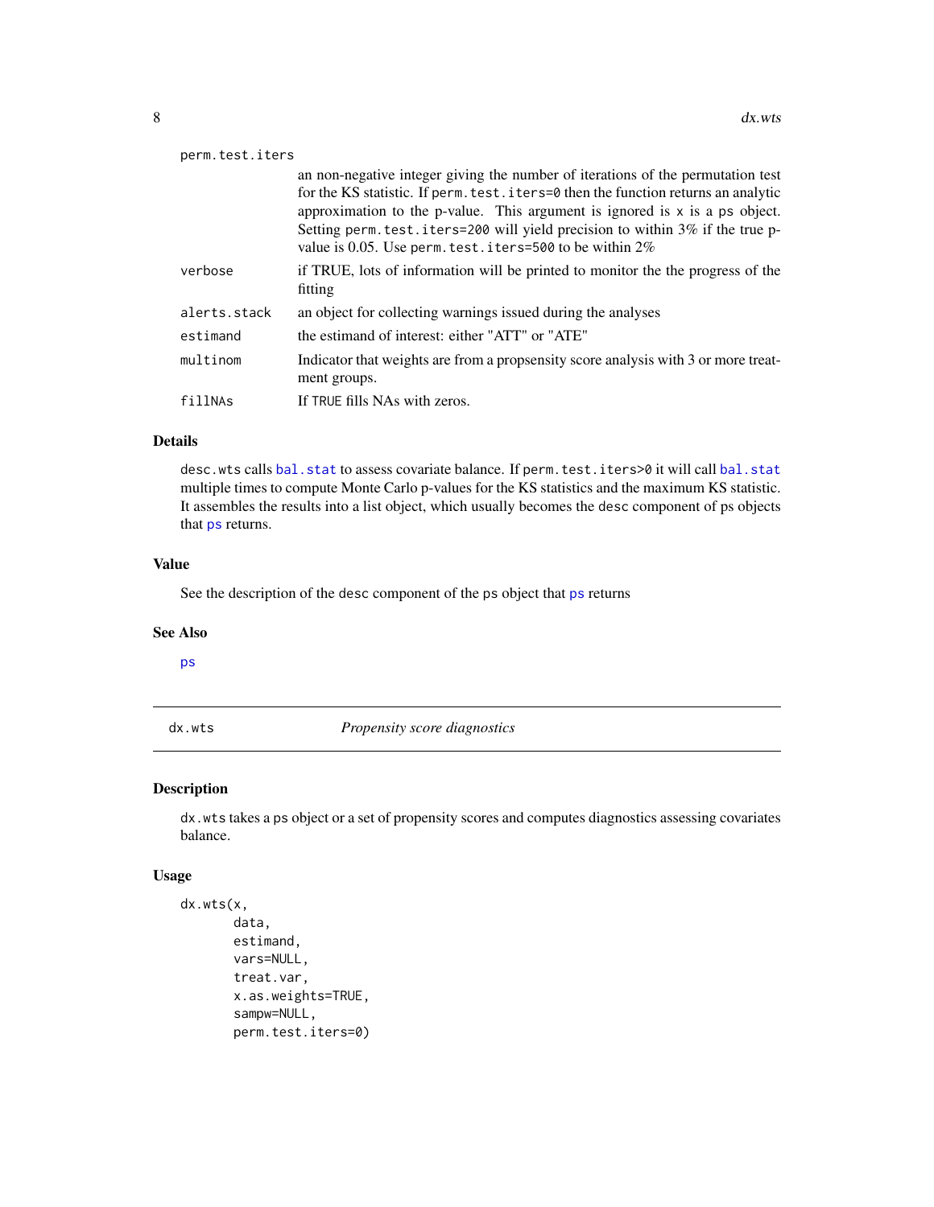| | |
|---|---|
| perm.test.iters | an non-negative integer giving the number of iterations of the permutation test for the KS statistic. If perm.test.iters=0 then the function returns an analytic approximation to the p-value. This argument is ignored is x is a ps object. Setting perm.test.iters=200 will yield precision to within 3% if the true p-value is 0.05. Use perm.test.iters=500 to be within 2% |
| verbose | if TRUE, lots of information will be printed to monitor the the progress of the fitting |
| alerts.stack | an object for collecting warnings issued during the analyses |
| estimand | the estimand of interest: either "ATT" or "ATE" |
| multinom | Indicator that weights are from a propsensity score analysis with 3 or more treatment groups. |
| fillNAs | If TRUE fills NAs with zeros. |

### Details

desc.wts calls bal.stat to assess covariate balance. If perm.test.iters>0 it will call bal.stat multiple times to compute Monte Carlo p-values for the KS statistics and the maximum KS statistic. It assembles the results into a list object, which usually becomes the desc component of ps objects that ps returns.

### Value

See the description of the desc component of the ps object that ps returns

### See Also

ps

---

## dx.wts — *Propensity score diagnostics*

### Description

dx.wts takes a ps object or a set of propensity scores and computes diagnostics assessing covariates balance.

### Usage

```
dx.wts(x,
       data,
       estimand,
       vars=NULL,
       treat.var,
       x.as.weights=TRUE,
       sampw=NULL,
       perm.test.iters=0)
```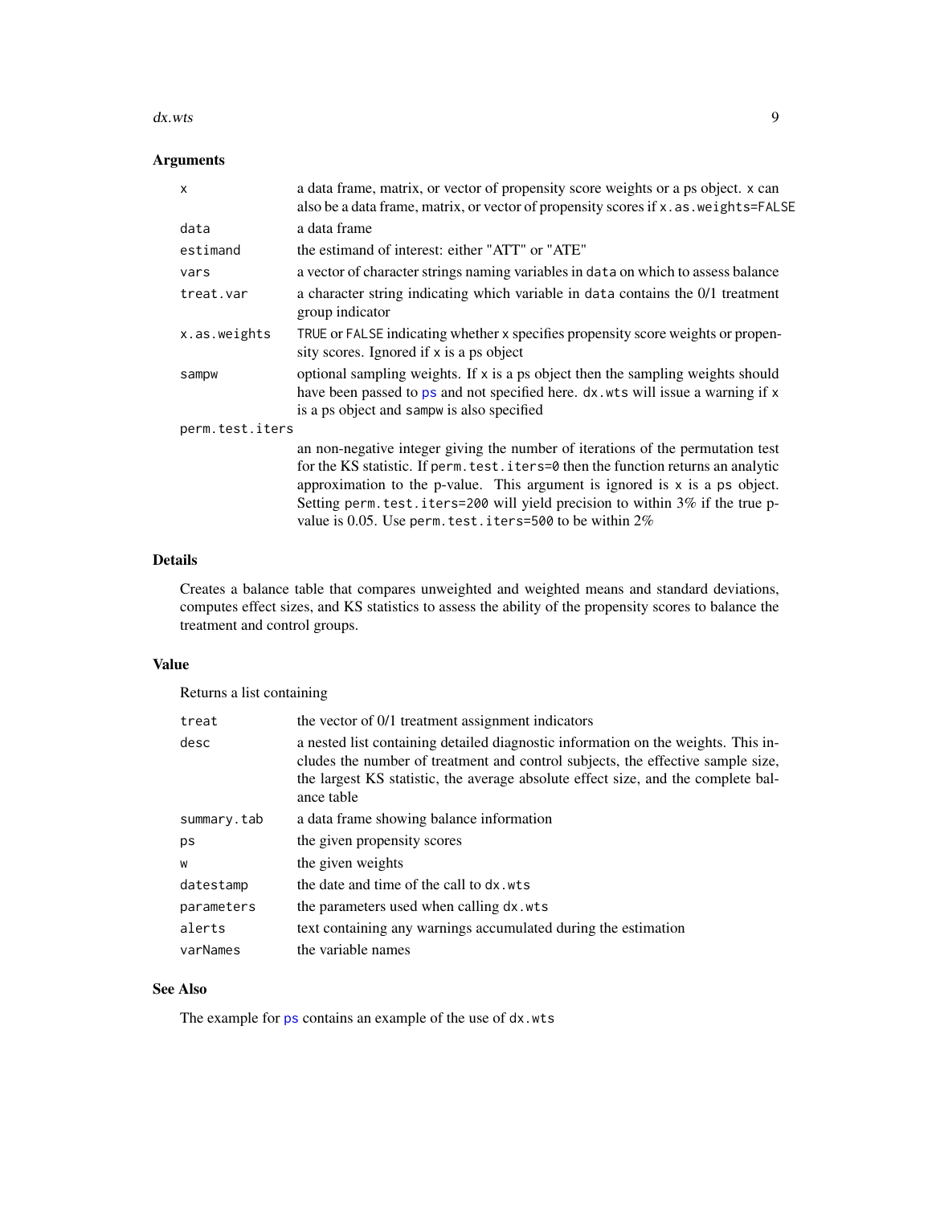## Arguments

| | |
|---|---|
| `x` | a data frame, matrix, or vector of propensity score weights or a ps object. `x` can also be a data frame, matrix, or vector of propensity scores if `x.as.weights=FALSE` |
| `data` | a data frame |
| `estimand` | the estimand of interest: either "ATT" or "ATE" |
| `vars` | a vector of character strings naming variables in `data` on which to assess balance |
| `treat.var` | a character string indicating which variable in `data` contains the 0/1 treatment group indicator |
| `x.as.weights` | `TRUE` or `FALSE` indicating whether `x` specifies propensity score weights or propensity scores. Ignored if `x` is a ps object |
| `sampw` | optional sampling weights. If `x` is a ps object then the sampling weights should have been passed to `ps` and not specified here. `dx.wts` will issue a warning if `x` is a ps object and `sampw` is also specified |
| `perm.test.iters` | an non-negative integer giving the number of iterations of the permutation test for the KS statistic. If `perm.test.iters=0` then the function returns an analytic approximation to the p-value. This argument is ignored is `x` is a `ps` object. Setting `perm.test.iters=200` will yield precision to within 3% if the true p-value is 0.05. Use `perm.test.iters=500` to be within 2% |

## Details

Creates a balance table that compares unweighted and weighted means and standard deviations, computes effect sizes, and KS statistics to assess the ability of the propensity scores to balance the treatment and control groups.

## Value

Returns a list containing

| | |
|---|---|
| `treat` | the vector of 0/1 treatment assignment indicators |
| `desc` | a nested list containing detailed diagnostic information on the weights. This includes the number of treatment and control subjects, the effective sample size, the largest KS statistic, the average absolute effect size, and the complete balance table |
| `summary.tab` | a data frame showing balance information |
| `ps` | the given propensity scores |
| `w` | the given weights |
| `datestamp` | the date and time of the call to `dx.wts` |
| `parameters` | the parameters used when calling `dx.wts` |
| `alerts` | text containing any warnings accumulated during the estimation |
| `varNames` | the variable names |

## See Also

The example for `ps` contains an example of the use of `dx.wts`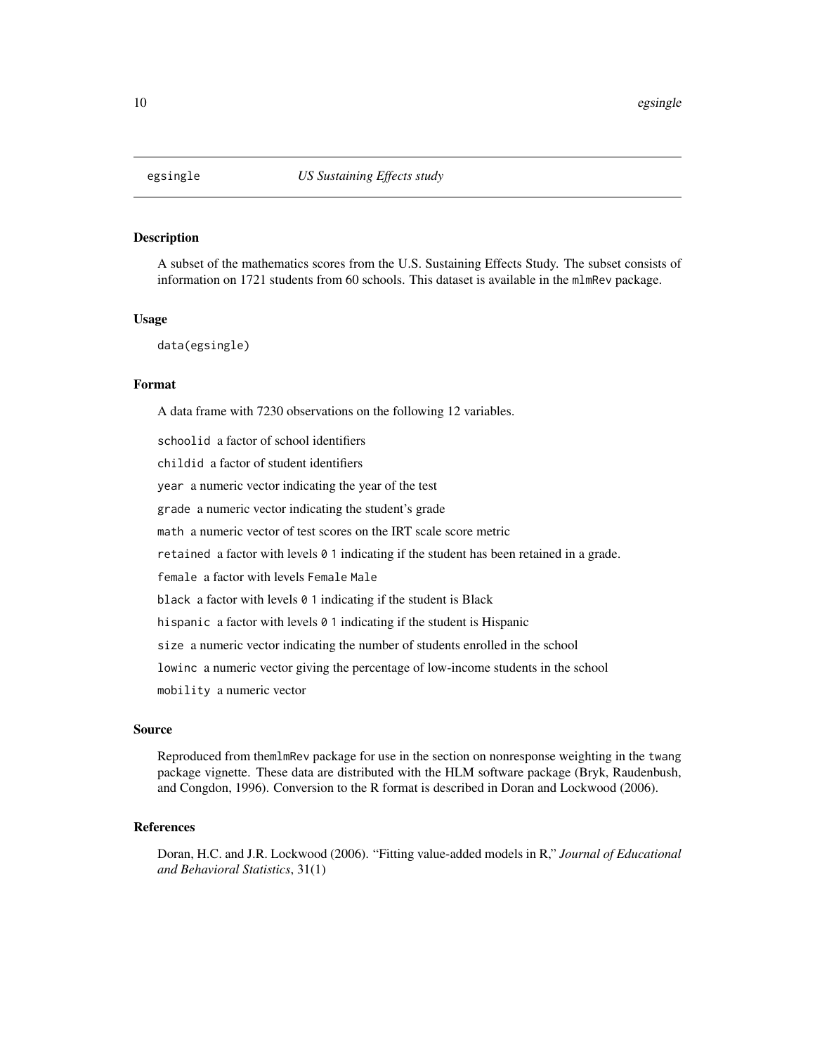# egsingle — *US Sustaining Effects study*

## Description

A subset of the mathematics scores from the U.S. Sustaining Effects Study. The subset consists of information on 1721 students from 60 schools. This dataset is available in the `mlmRev` package.

## Usage

```
data(egsingle)
```

## Format

A data frame with 7230 observations on the following 12 variables.

`schoolid` a factor of school identifiers

`childid` a factor of student identifiers

`year` a numeric vector indicating the year of the test

`grade` a numeric vector indicating the student's grade

`math` a numeric vector of test scores on the IRT scale score metric

`retained` a factor with levels `0 1` indicating if the student has been retained in a grade.

`female` a factor with levels `Female Male`

`black` a factor with levels `0 1` indicating if the student is Black

`hispanic` a factor with levels `0 1` indicating if the student is Hispanic

`size` a numeric vector indicating the number of students enrolled in the school

`lowinc` a numeric vector giving the percentage of low-income students in the school

`mobility` a numeric vector

## Source

Reproduced from the`mlmRev` package for use in the section on nonresponse weighting in the `twang` package vignette. These data are distributed with the HLM software package (Bryk, Raudenbush, and Congdon, 1996). Conversion to the R format is described in Doran and Lockwood (2006).

## References

Doran, H.C. and J.R. Lockwood (2006). "Fitting value-added models in R," *Journal of Educational and Behavioral Statistics*, 31(1)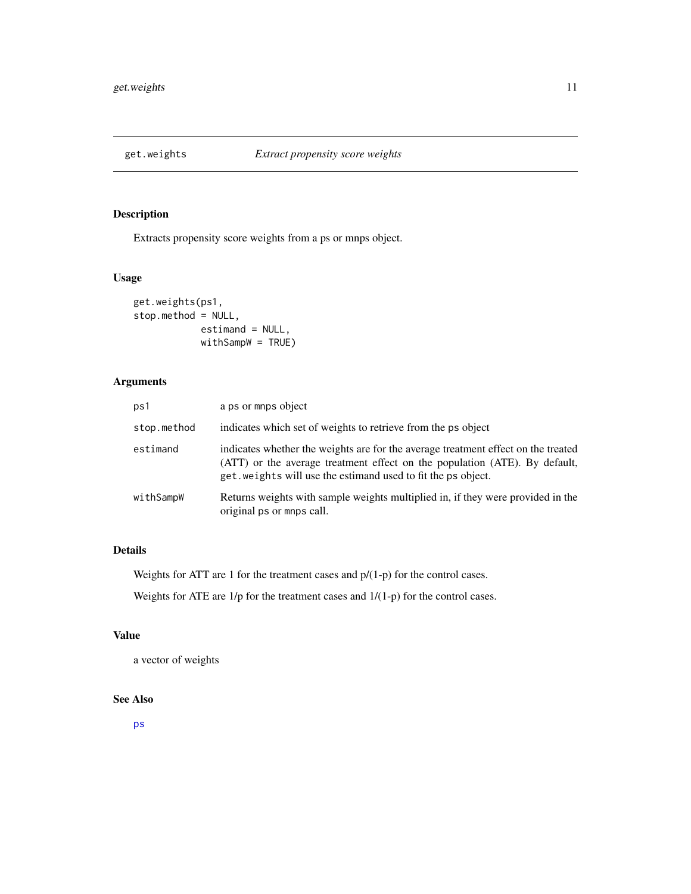# get.weights — *Extract propensity score weights*

## Description

Extracts propensity score weights from a ps or mnps object.

## Usage

```
get.weights(ps1,
stop.method = NULL,
            estimand = NULL,
            withSampW = TRUE)
```

## Arguments

| | |
|---|---|
| `ps1` | a `ps` or `mnps` object |
| `stop.method` | indicates which set of weights to retrieve from the `ps` object |
| `estimand` | indicates whether the weights are for the average treatment effect on the treated (ATT) or the average treatment effect on the population (ATE). By default, `get.weights` will use the estimand used to fit the `ps` object. |
| `withSampW` | Returns weights with sample weights multiplied in, if they were provided in the original `ps` or `mnps` call. |

## Details

Weights for ATT are 1 for the treatment cases and p/(1-p) for the control cases.

Weights for ATE are 1/p for the treatment cases and 1/(1-p) for the control cases.

## Value

a vector of weights

## See Also

`ps`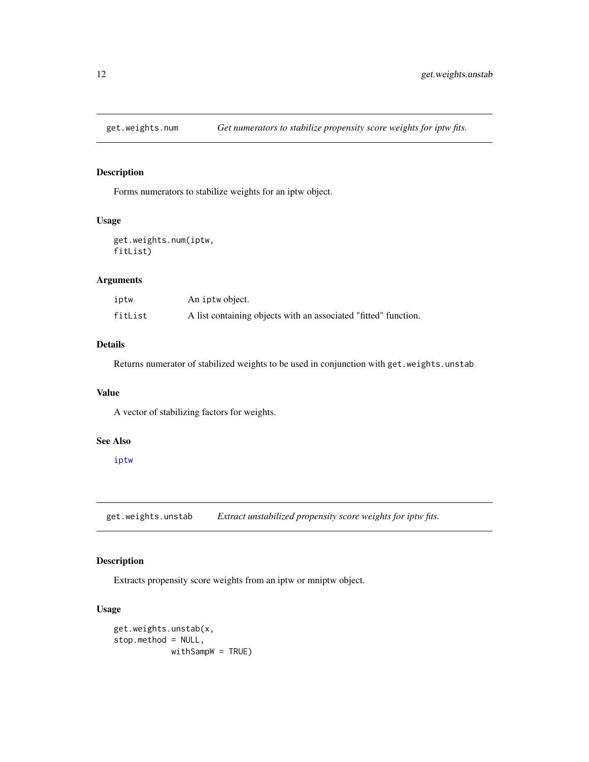## get.weights.num — *Get numerators to stabilize propensity score weights for iptw fits.*

### Description

Forms numerators to stabilize weights for an iptw object.

### Usage

```
get.weights.num(iptw,
fitList)
```

### Arguments

| | |
|---|---|
| iptw | An iptw object. |
| fitList | A list containing objects with an associated "fitted" function. |

### Details

Returns numerator of stabilized weights to be used in conjunction with `get.weights.unstab`

### Value

A vector of stabilizing factors for weights.

### See Also

iptw

## get.weights.unstab — *Extract unstabilized propensity score weights for iptw fits.*

### Description

Extracts propensity score weights from an iptw or mniptw object.

### Usage

```
get.weights.unstab(x,
stop.method = NULL,
            withSampW = TRUE)
```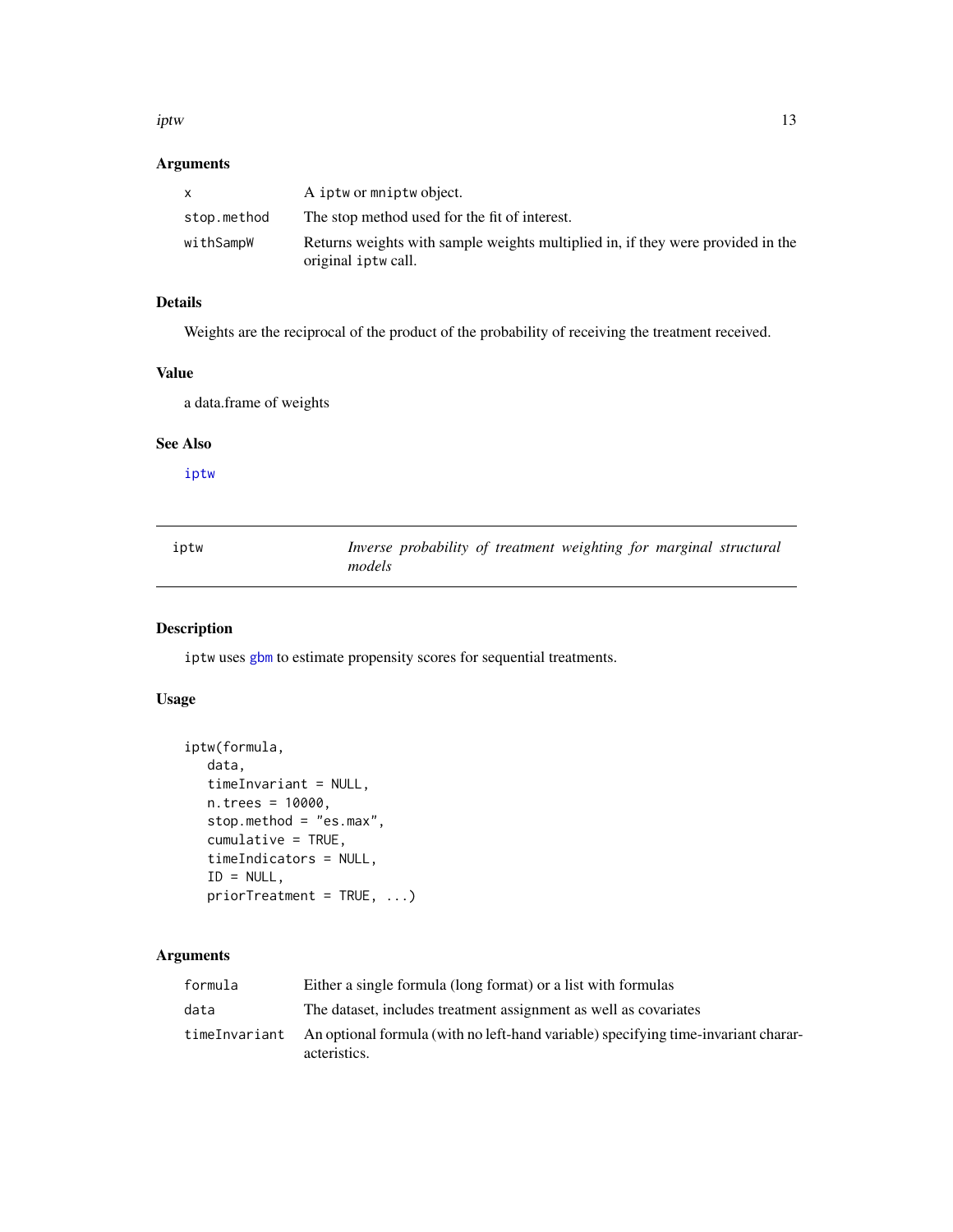## Arguments

| | |
|---|---|
| `x` | A `iptw` or `mniptw` object. |
| `stop.method` | The stop method used for the fit of interest. |
| `withSampW` | Returns weights with sample weights multiplied in, if they were provided in the original `iptw` call. |

## Details

Weights are the reciprocal of the product of the probability of receiving the treatment received.

## Value

a data.frame of weights

## See Also

iptw

---

# iptw — *Inverse probability of treatment weighting for marginal structural models*

## Description

`iptw` uses gbm to estimate propensity scores for sequential treatments.

## Usage

```
iptw(formula,
   data,
   timeInvariant = NULL,
   n.trees = 10000,
   stop.method = "es.max",
   cumulative = TRUE,
   timeIndicators = NULL,
   ID = NULL,
   priorTreatment = TRUE, ...)
```

## Arguments

| | |
|---|---|
| `formula` | Either a single formula (long format) or a list with formulas |
| `data` | The dataset, includes treatment assignment as well as covariates |
| `timeInvariant` | An optional formula (with no left-hand variable) specifying time-invariant chararacteristics. |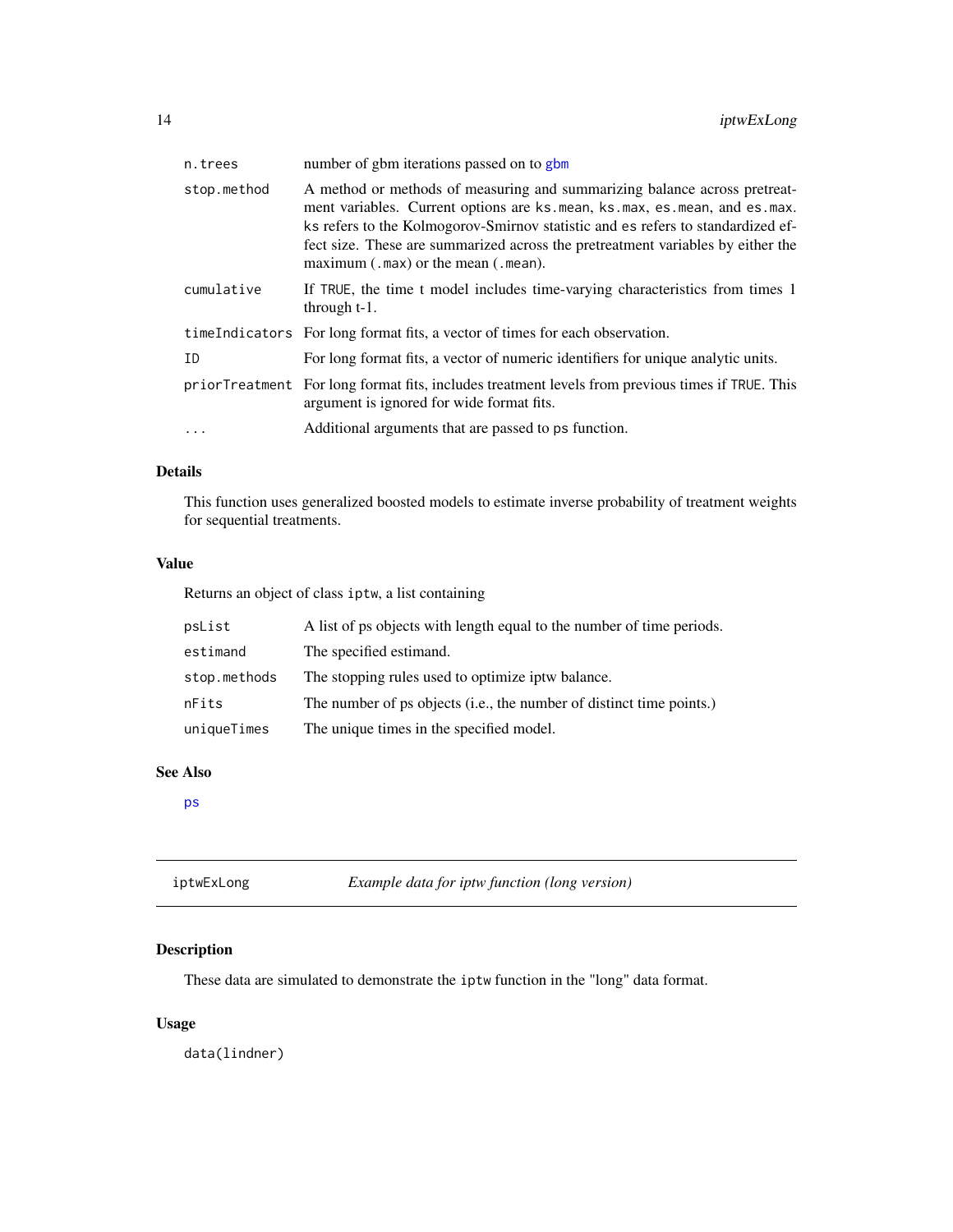| | |
|---|---|
| `n.trees` | number of gbm iterations passed on to `gbm` |
| `stop.method` | A method or methods of measuring and summarizing balance across pretreatment variables. Current options are `ks.mean`, `ks.max`, `es.mean`, and `es.max`. `ks` refers to the Kolmogorov-Smirnov statistic and `es` refers to standardized effect size. These are summarized across the pretreatment variables by either the maximum (`.max`) or the mean (`.mean`). |
| `cumulative` | If `TRUE`, the time t model includes time-varying characteristics from times 1 through t-1. |
| `timeIndicators` | For long format fits, a vector of times for each observation. |
| `ID` | For long format fits, a vector of numeric identifiers for unique analytic units. |
| `priorTreatment` | For long format fits, includes treatment levels from previous times if `TRUE`. This argument is ignored for wide format fits. |
| `...` | Additional arguments that are passed to ps function. |

### Details

This function uses generalized boosted models to estimate inverse probability of treatment weights for sequential treatments.

### Value

Returns an object of class `iptw`, a list containing

| | |
|---|---|
| `psList` | A list of ps objects with length equal to the number of time periods. |
| `estimand` | The specified estimand. |
| `stop.methods` | The stopping rules used to optimize iptw balance. |
| `nFits` | The number of ps objects (i.e., the number of distinct time points.) |
| `uniqueTimes` | The unique times in the specified model. |

### See Also

`ps`

---

## `iptwExLong` *Example data for iptw function (long version)*

---

### Description

These data are simulated to demonstrate the `iptw` function in the "long" data format.

### Usage

```
data(lindner)
```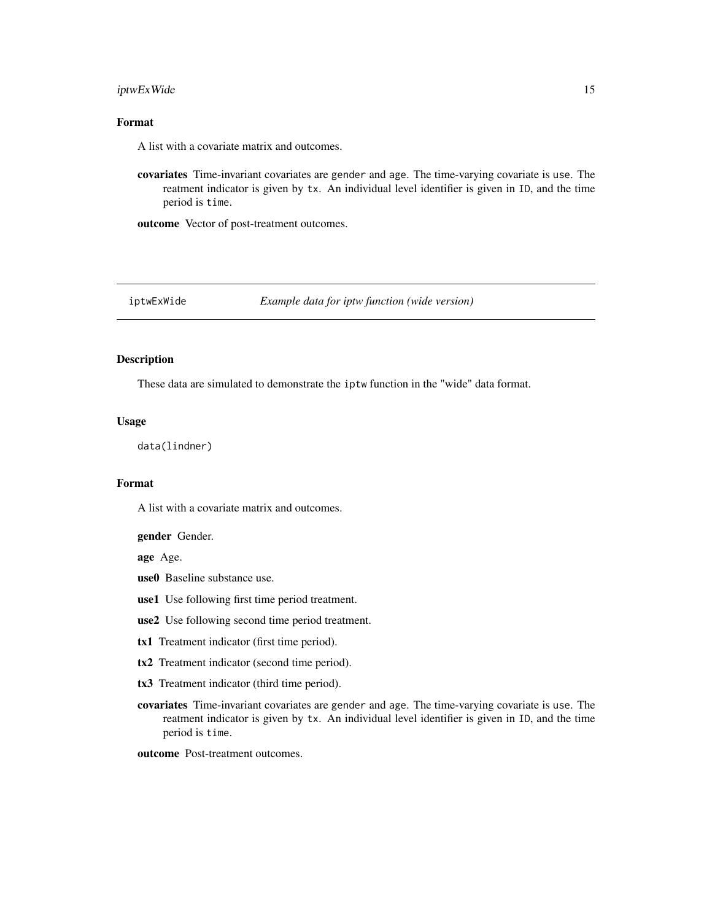## Format

A list with a covariate matrix and outcomes.

**covariates** Time-invariant covariates are `gender` and `age`. The time-varying covariate is `use`. The reatment indicator is given by `tx`. An individual level identifier is given in `ID`, and the time period is `time`.

**outcome** Vector of post-treatment outcomes.

---

# iptwExWide *Example data for iptw function (wide version)*

---

## Description

These data are simulated to demonstrate the `iptw` function in the "wide" data format.

## Usage

```
data(lindner)
```

## Format

A list with a covariate matrix and outcomes.

**gender** Gender.

**age** Age.

**use0** Baseline substance use.

**use1** Use following first time period treatment.

**use2** Use following second time period treatment.

**tx1** Treatment indicator (first time period).

**tx2** Treatment indicator (second time period).

**tx3** Treatment indicator (third time period).

**covariates** Time-invariant covariates are `gender` and `age`. The time-varying covariate is `use`. The reatment indicator is given by `tx`. An individual level identifier is given in `ID`, and the time period is `time`.

**outcome** Post-treatment outcomes.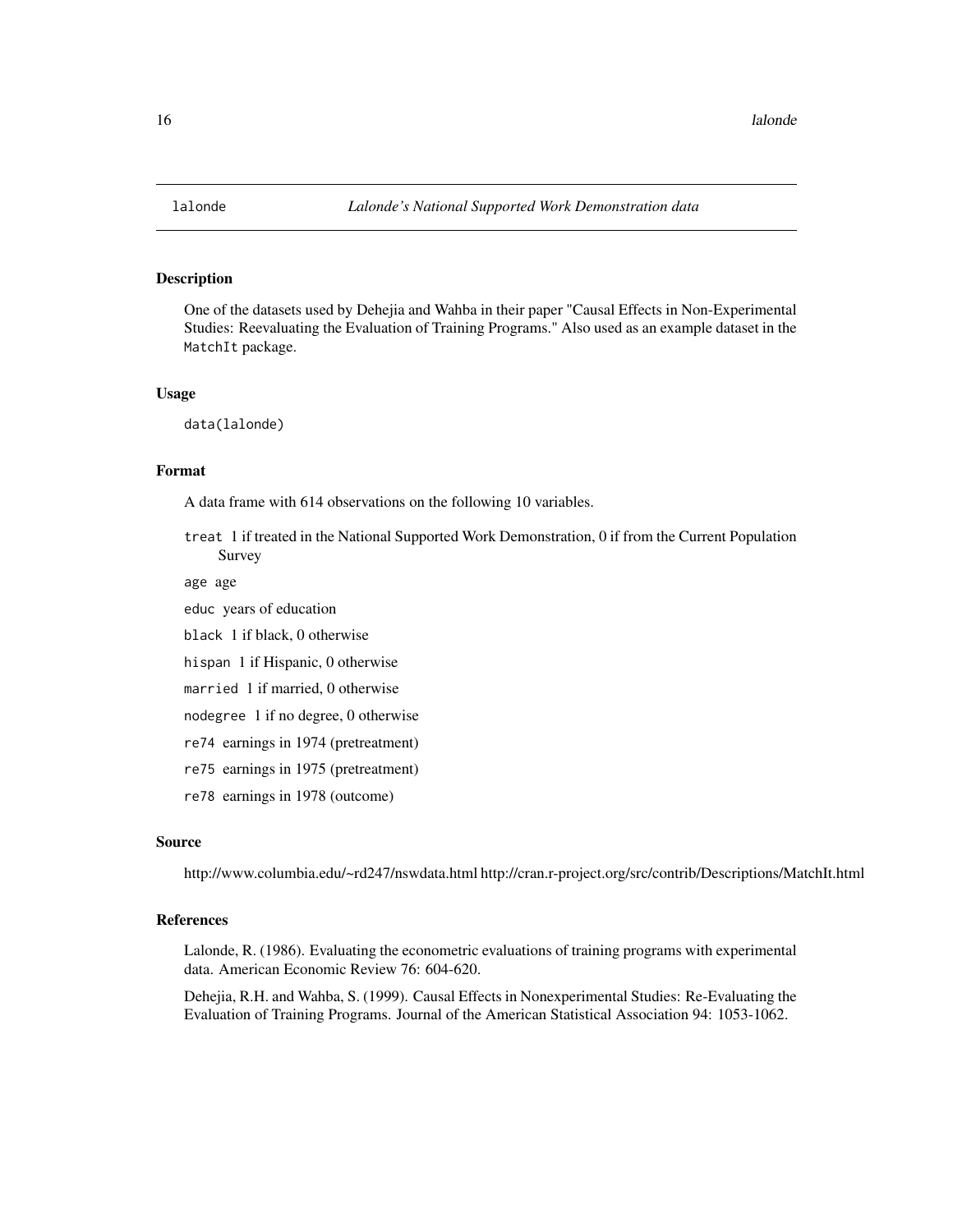# lalonde — *Lalonde's National Supported Work Demonstration data*

## Description

One of the datasets used by Dehejia and Wahba in their paper "Causal Effects in Non-Experimental Studies: Reevaluating the Evaluation of Training Programs." Also used as an example dataset in the MatchIt package.

## Usage

```
data(lalonde)
```

## Format

A data frame with 614 observations on the following 10 variables.

- `treat` 1 if treated in the National Supported Work Demonstration, 0 if from the Current Population Survey
- `age` age
- `educ` years of education
- `black` 1 if black, 0 otherwise
- `hispan` 1 if Hispanic, 0 otherwise
- `married` 1 if married, 0 otherwise
- `nodegree` 1 if no degree, 0 otherwise
- `re74` earnings in 1974 (pretreatment)
- `re75` earnings in 1975 (pretreatment)
- `re78` earnings in 1978 (outcome)

## Source

http://www.columbia.edu/~rd247/nswdata.html http://cran.r-project.org/src/contrib/Descriptions/MatchIt.html

## References

Lalonde, R. (1986). Evaluating the econometric evaluations of training programs with experimental data. American Economic Review 76: 604-620.

Dehejia, R.H. and Wahba, S. (1999). Causal Effects in Nonexperimental Studies: Re-Evaluating the Evaluation of Training Programs. Journal of the American Statistical Association 94: 1053-1062.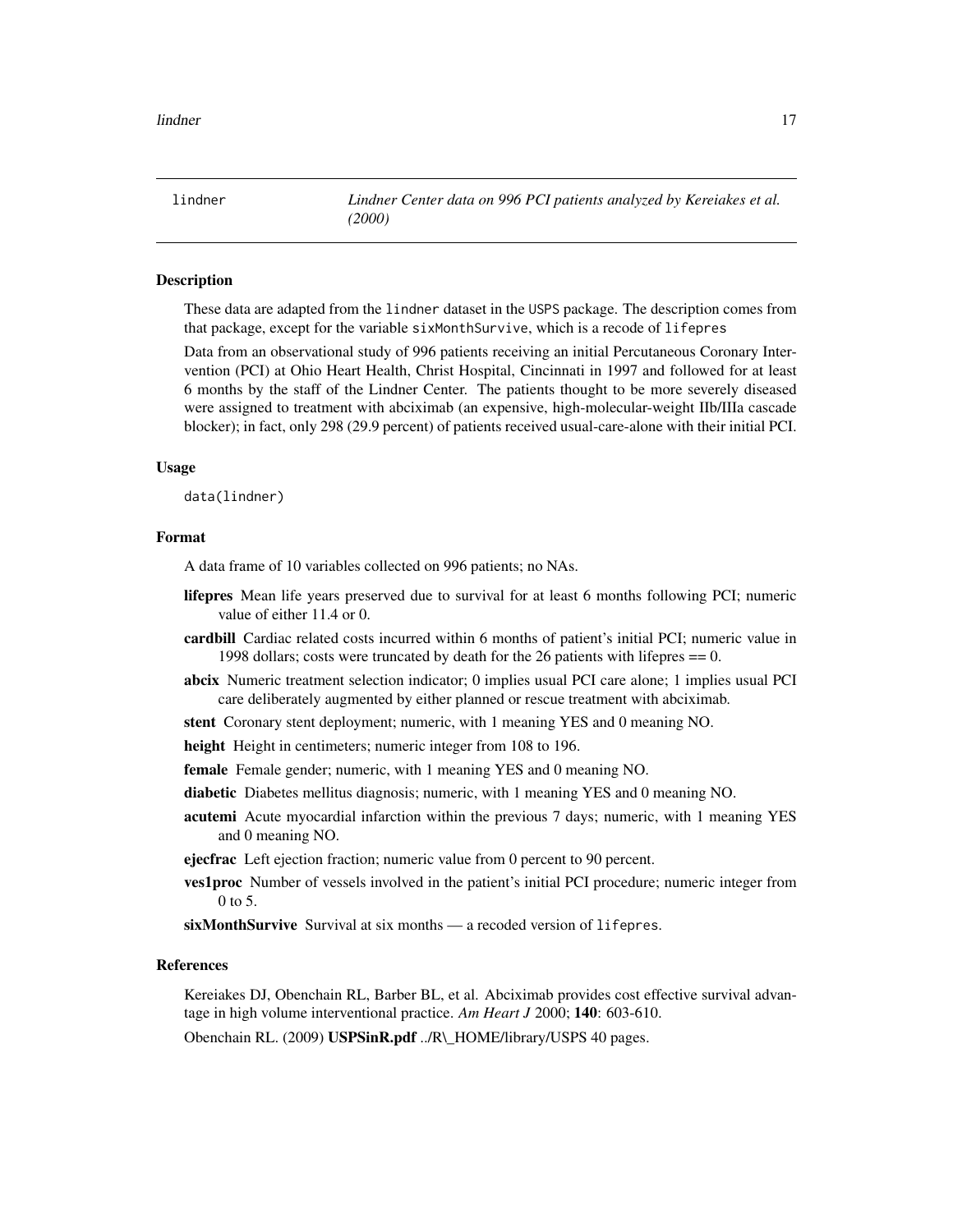lindner — *Lindner Center data on 996 PCI patients analyzed by Kereiakes et al. (2000)*

## Description

These data are adapted from the `lindner` dataset in the `USPS` package. The description comes from that package, except for the variable `sixMonthSurvive`, which is a recode of `lifepres`

Data from an observational study of 996 patients receiving an initial Percutaneous Coronary Intervention (PCI) at Ohio Heart Health, Christ Hospital, Cincinnati in 1997 and followed for at least 6 months by the staff of the Lindner Center. The patients thought to be more severely diseased were assigned to treatment with abciximab (an expensive, high-molecular-weight IIb/IIIa cascade blocker); in fact, only 298 (29.9 percent) of patients received usual-care-alone with their initial PCI.

## Usage

```
data(lindner)
```

## Format

A data frame of 10 variables collected on 996 patients; no NAs.

- **lifepres** Mean life years preserved due to survival for at least 6 months following PCI; numeric value of either 11.4 or 0.
- **cardbill** Cardiac related costs incurred within 6 months of patient's initial PCI; numeric value in 1998 dollars; costs were truncated by death for the 26 patients with lifepres == 0.
- **abcix** Numeric treatment selection indicator; 0 implies usual PCI care alone; 1 implies usual PCI care deliberately augmented by either planned or rescue treatment with abciximab.
- **stent** Coronary stent deployment; numeric, with 1 meaning YES and 0 meaning NO.
- **height** Height in centimeters; numeric integer from 108 to 196.
- **female** Female gender; numeric, with 1 meaning YES and 0 meaning NO.
- **diabetic** Diabetes mellitus diagnosis; numeric, with 1 meaning YES and 0 meaning NO.
- **acutemi** Acute myocardial infarction within the previous 7 days; numeric, with 1 meaning YES and 0 meaning NO.
- **ejecfrac** Left ejection fraction; numeric value from 0 percent to 90 percent.
- **ves1proc** Number of vessels involved in the patient's initial PCI procedure; numeric integer from 0 to 5.
- **sixMonthSurvive** Survival at six months — a recoded version of `lifepres`.

## References

Kereiakes DJ, Obenchain RL, Barber BL, et al. Abciximab provides cost effective survival advantage in high volume interventional practice. *Am Heart J* 2000; **140**: 603-610.

Obenchain RL. (2009) **USPSinR.pdf** ../R\_HOME/library/USPS 40 pages.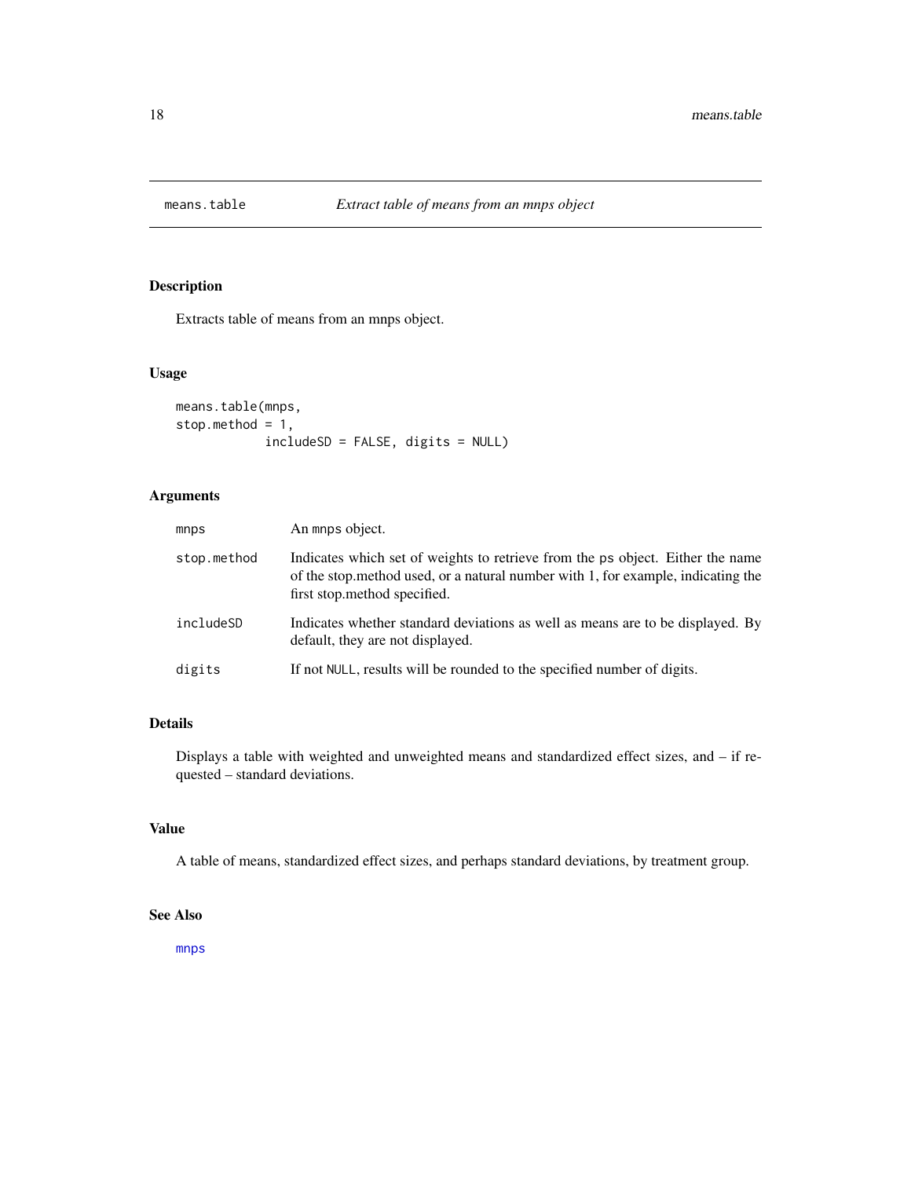# means.table    *Extract table of means from an mnps object*

## Description

Extracts table of means from an mnps object.

## Usage

```
means.table(mnps,
stop.method = 1,
            includeSD = FALSE, digits = NULL)
```

## Arguments

| | |
|---|---|
| mnps | An mnps object. |
| stop.method | Indicates which set of weights to retrieve from the ps object. Either the name of the stop.method used, or a natural number with 1, for example, indicating the first stop.method specified. |
| includeSD | Indicates whether standard deviations as well as means are to be displayed. By default, they are not displayed. |
| digits | If not NULL, results will be rounded to the specified number of digits. |

## Details

Displays a table with weighted and unweighted means and standardized effect sizes, and – if requested – standard deviations.

## Value

A table of means, standardized effect sizes, and perhaps standard deviations, by treatment group.

## See Also

mnps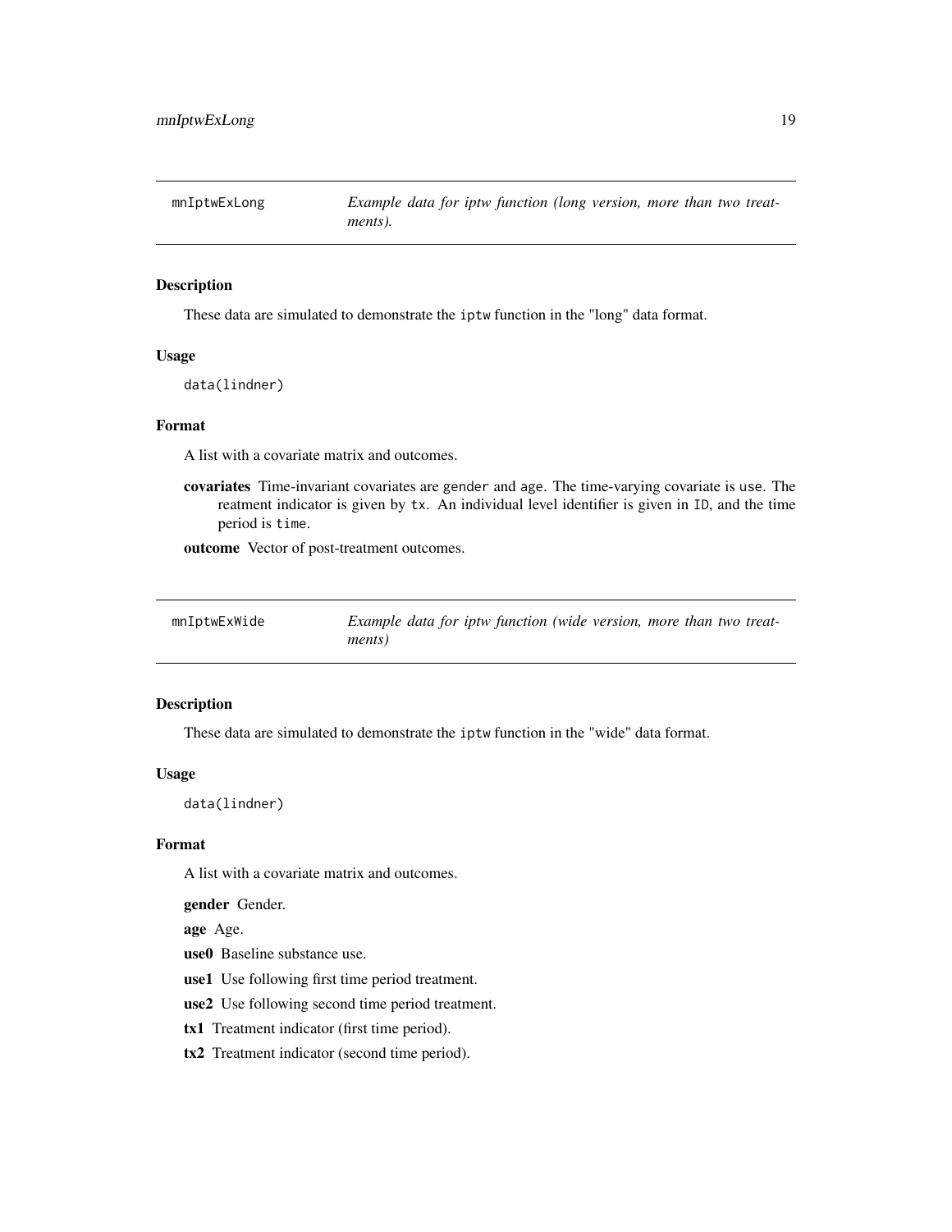## mnIptwExLong — *Example data for iptw function (long version, more than two treatments).*

### Description

These data are simulated to demonstrate the `iptw` function in the "long" data format.

### Usage

```
data(lindner)
```

### Format

A list with a covariate matrix and outcomes.

**covariates** Time-invariant covariates are `gender` and `age`. The time-varying covariate is `use`. The reatment indicator is given by `tx`. An individual level identifier is given in `ID`, and the time period is `time`.

**outcome** Vector of post-treatment outcomes.

## mnIptwExWide — *Example data for iptw function (wide version, more than two treatments)*

### Description

These data are simulated to demonstrate the `iptw` function in the "wide" data format.

### Usage

```
data(lindner)
```

### Format

A list with a covariate matrix and outcomes.

**gender** Gender.

**age** Age.

**use0** Baseline substance use.

**use1** Use following first time period treatment.

**use2** Use following second time period treatment.

**tx1** Treatment indicator (first time period).

**tx2** Treatment indicator (second time period).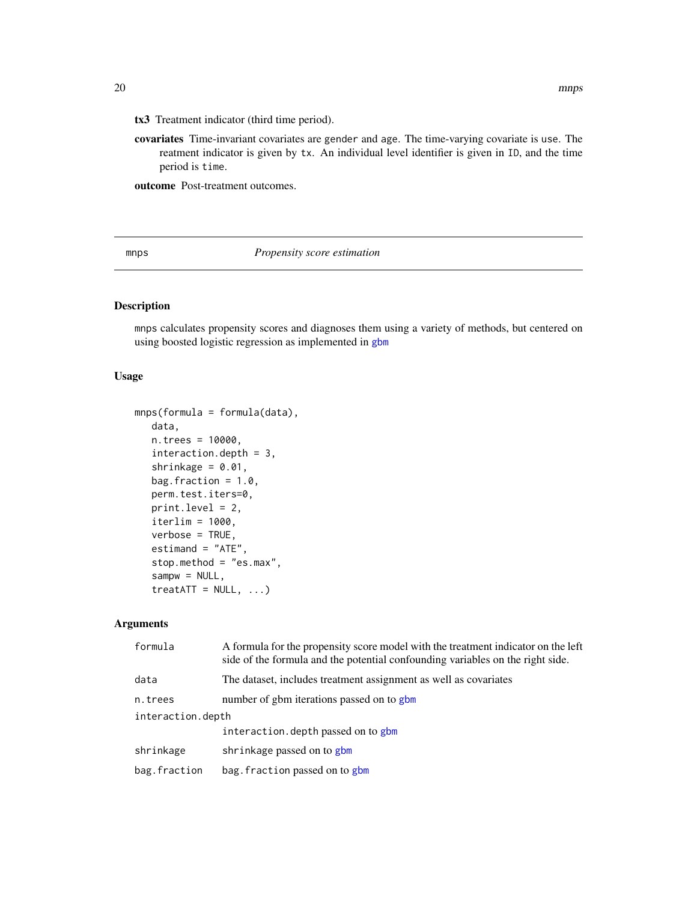**tx3** Treatment indicator (third time period).

**covariates** Time-invariant covariates are `gender` and `age`. The time-varying covariate is `use`. The reatment indicator is given by `tx`. An individual level identifier is given in `ID`, and the time period is `time`.

**outcome** Post-treatment outcomes.

---

`mnps` *Propensity score estimation*

---

## Description

`mnps` calculates propensity scores and diagnoses them using a variety of methods, but centered on using boosted logistic regression as implemented in gbm

## Usage

```
mnps(formula = formula(data),
   data,
   n.trees = 10000,
   interaction.depth = 3,
   shrinkage = 0.01,
   bag.fraction = 1.0,
   perm.test.iters=0,
   print.level = 2,
   iterlim = 1000,
   verbose = TRUE,
   estimand = "ATE",
   stop.method = "es.max",
   sampw = NULL,
   treatATT = NULL, ...)
```

## Arguments

| | |
|---|---|
| `formula` | A formula for the propensity score model with the treatment indicator on the left side of the formula and the potential confounding variables on the right side. |
| `data` | The dataset, includes treatment assignment as well as covariates |
| `n.trees` | number of gbm iterations passed on to gbm |
| `interaction.depth` | `interaction.depth` passed on to gbm |
| `shrinkage` | `shrinkage` passed on to gbm |
| `bag.fraction` | `bag.fraction` passed on to gbm |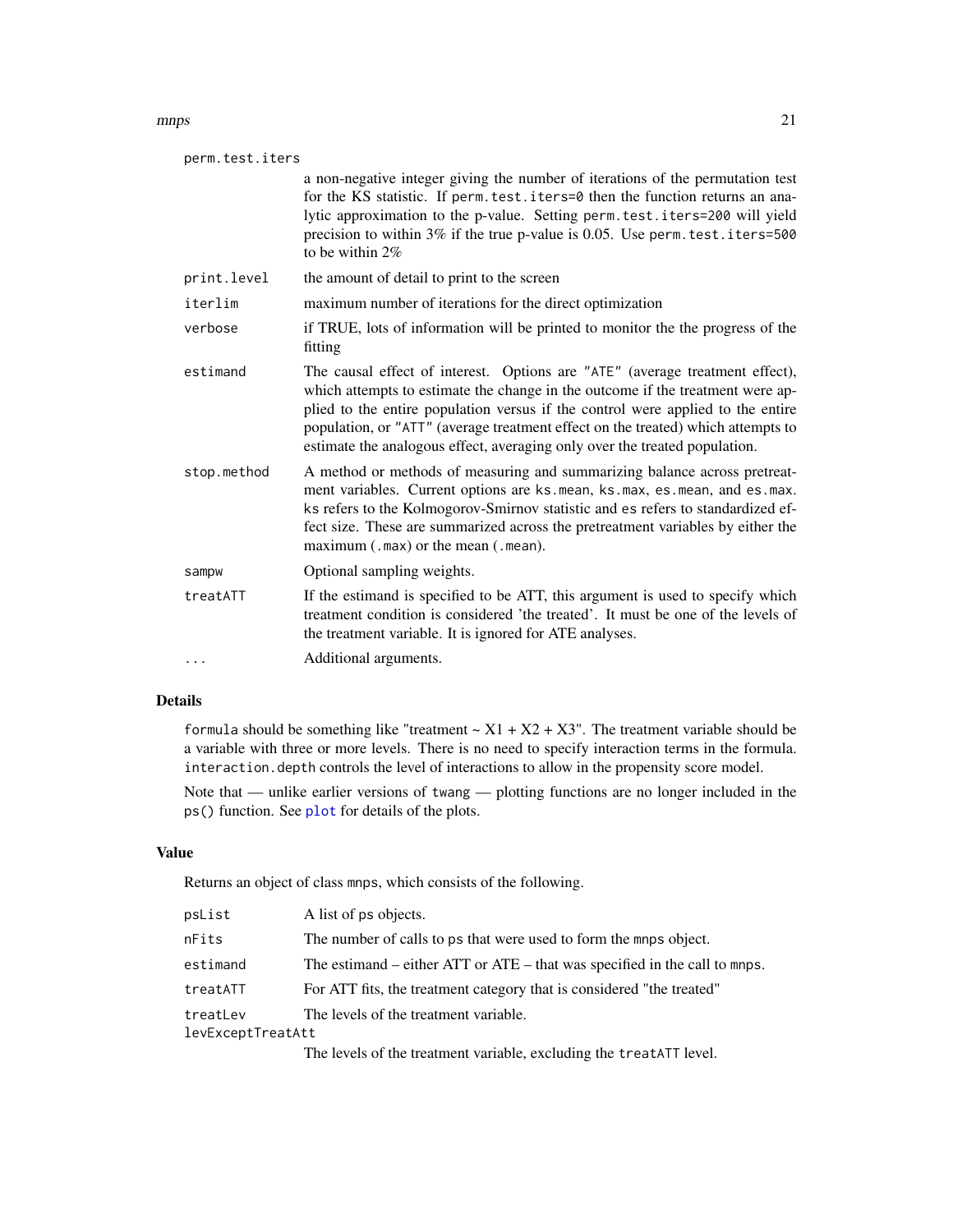perm.test.iters
: a non-negative integer giving the number of iterations of the permutation test for the KS statistic. If `perm.test.iters=0` then the function returns an analytic approximation to the p-value. Setting `perm.test.iters=200` will yield precision to within 3% if the true p-value is 0.05. Use `perm.test.iters=500` to be within 2%

print.level
: the amount of detail to print to the screen

iterlim
: maximum number of iterations for the direct optimization

verbose
: if TRUE, lots of information will be printed to monitor the the progress of the fitting

estimand
: The causal effect of interest. Options are "ATE" (average treatment effect), which attempts to estimate the change in the outcome if the treatment were applied to the entire population versus if the control were applied to the entire population, or "ATT" (average treatment effect on the treated) which attempts to estimate the analogous effect, averaging only over the treated population.

stop.method
: A method or methods of measuring and summarizing balance across pretreatment variables. Current options are `ks.mean`, `ks.max`, `es.mean`, and `es.max`. `ks` refers to the Kolmogorov-Smirnov statistic and `es` refers to standardized effect size. These are summarized across the pretreatment variables by either the maximum (`.max`) or the mean (`.mean`).

sampw
: Optional sampling weights.

treatATT
: If the estimand is specified to be ATT, this argument is used to specify which treatment condition is considered 'the treated'. It must be one of the levels of the treatment variable. It is ignored for ATE analyses.

...
: Additional arguments.

## Details

`formula` should be something like "treatment ~ X1 + X2 + X3". The treatment variable should be a variable with three or more levels. There is no need to specify interaction terms in the formula. `interaction.depth` controls the level of interactions to allow in the propensity score model.

Note that — unlike earlier versions of `twang` — plotting functions are no longer included in the `ps()` function. See `plot` for details of the plots.

## Value

Returns an object of class `mnps`, which consists of the following.

psList
: A list of ps objects.

nFits
: The number of calls to ps that were used to form the `mnps` object.

estimand
: The estimand – either ATT or ATE – that was specified in the call to `mnps`.

treatATT
: For ATT fits, the treatment category that is considered "the treated"

treatLev
: The levels of the treatment variable.

levExceptTreatAtt
: The levels of the treatment variable, excluding the `treatATT` level.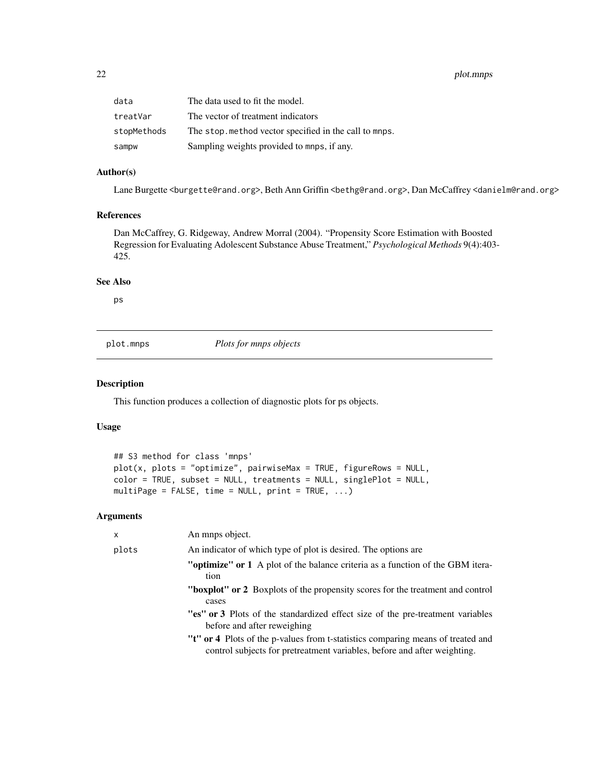| | |
|---|---|
| data | The data used to fit the model. |
| treatVar | The vector of treatment indicators |
| stopMethods | The stop.method vector specified in the call to mnps. |
| sampw | Sampling weights provided to mnps, if any. |

## Author(s)

Lane Burgette <burgette@rand.org>, Beth Ann Griffin <bethg@rand.org>, Dan McCaffrey <danielm@rand.org>

## References

Dan McCaffrey, G. Ridgeway, Andrew Morral (2004). "Propensity Score Estimation with Boosted Regression for Evaluating Adolescent Substance Abuse Treatment," *Psychological Methods* 9(4):403-425.

## See Also

ps

---

# plot.mnps *Plots for mnps objects*

## Description

This function produces a collection of diagnostic plots for ps objects.

## Usage

```
## S3 method for class 'mnps'
plot(x, plots = "optimize", pairwiseMax = TRUE, figureRows = NULL,
color = TRUE, subset = NULL, treatments = NULL, singlePlot = NULL,
multiPage = FALSE, time = NULL, print = TRUE, ...)
```

## Arguments

- x — An mnps object.
- plots — An indicator of which type of plot is desired. The options are
  - **"optimize" or 1** A plot of the balance criteria as a function of the GBM iteration
  - **"boxplot" or 2** Boxplots of the propensity scores for the treatment and control cases
  - **"es" or 3** Plots of the standardized effect size of the pre-treatment variables before and after reweighing
  - **"t" or 4** Plots of the p-values from t-statistics comparing means of treated and control subjects for pretreatment variables, before and after weighting.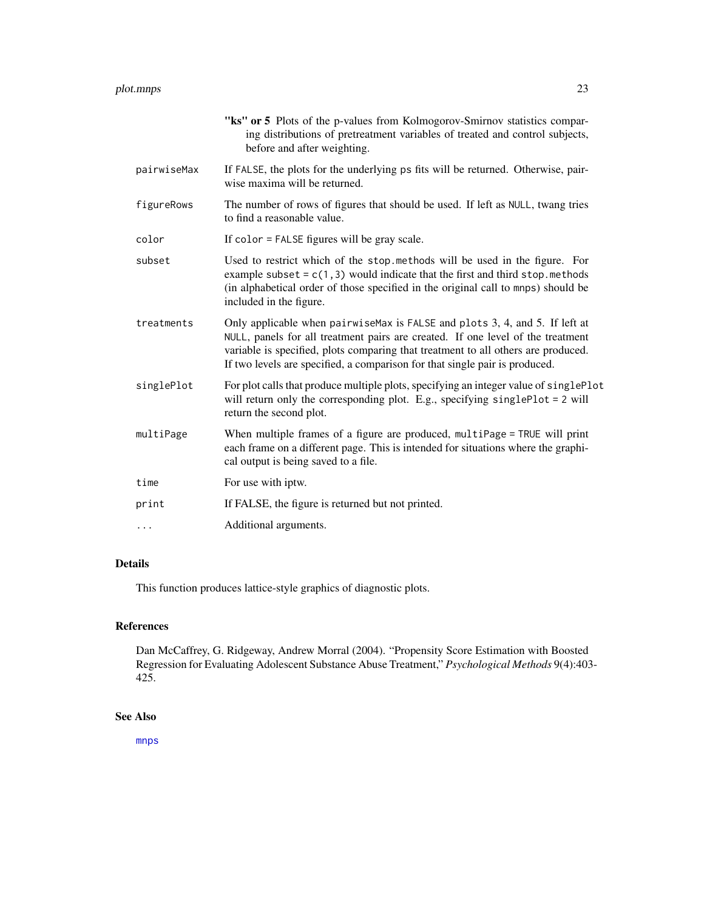**"ks" or 5** Plots of the p-values from Kolmogorov-Smirnov statistics comparing distributions of pretreatment variables of treated and control subjects, before and after weighting.

| | |
|---|---|
| `pairwiseMax` | If `FALSE`, the plots for the underlying `ps` fits will be returned. Otherwise, pairwise maxima will be returned. |
| `figureRows` | The number of rows of figures that should be used. If left as `NULL`, twang tries to find a reasonable value. |
| `color` | If `color = FALSE` figures will be gray scale. |
| `subset` | Used to restrict which of the `stop.methods` will be used in the figure. For example `subset = c(1,3)` would indicate that the first and third `stop.methods` (in alphabetical order of those specified in the original call to `mnps`) should be included in the figure. |
| `treatments` | Only applicable when `pairwiseMax` is `FALSE` and `plots` 3, 4, and 5. If left at `NULL`, panels for all treatment pairs are created. If one level of the treatment variable is specified, plots comparing that treatment to all others are produced. If two levels are specified, a comparison for that single pair is produced. |
| `singlePlot` | For plot calls that produce multiple plots, specifying an integer value of `singlePlot` will return only the corresponding plot. E.g., specifying `singlePlot = 2` will return the second plot. |
| `multiPage` | When multiple frames of a figure are produced, `multiPage = TRUE` will print each frame on a different page. This is intended for situations where the graphical output is being saved to a file. |
| `time` | For use with iptw. |
| `print` | If FALSE, the figure is returned but not printed. |
| `...` | Additional arguments. |

## Details

This function produces lattice-style graphics of diagnostic plots.

## References

Dan McCaffrey, G. Ridgeway, Andrew Morral (2004). "Propensity Score Estimation with Boosted Regression for Evaluating Adolescent Substance Abuse Treatment," *Psychological Methods* 9(4):403-425.

## See Also

`mnps`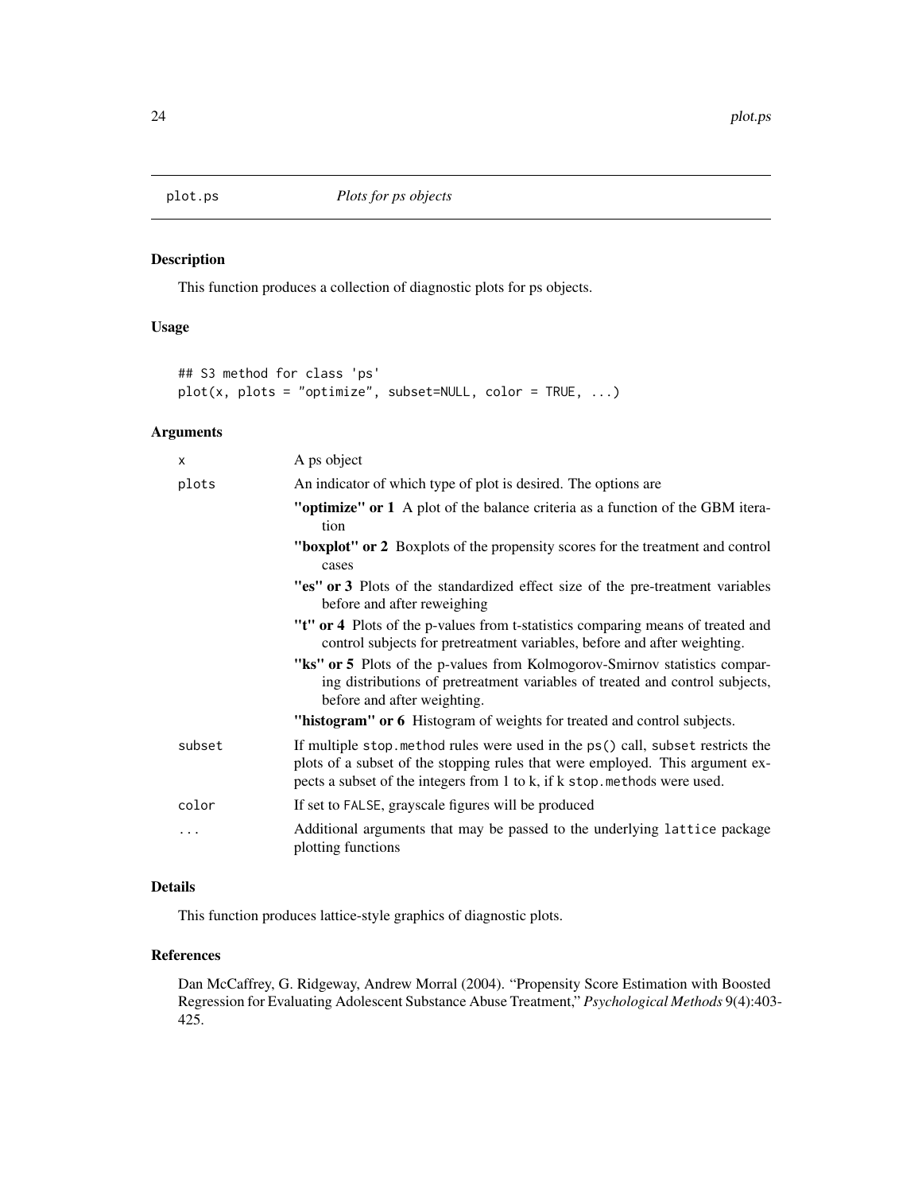# plot.ps *Plots for ps objects*

## Description

This function produces a collection of diagnostic plots for ps objects.

## Usage

```
## S3 method for class 'ps'
plot(x, plots = "optimize", subset=NULL, color = TRUE, ...)
```

## Arguments

| | |
|---|---|
| x | A ps object |
| plots | An indicator of which type of plot is desired. The options are<br>**"optimize" or 1** A plot of the balance criteria as a function of the GBM iteration<br>**"boxplot" or 2** Boxplots of the propensity scores for the treatment and control cases<br>**"es" or 3** Plots of the standardized effect size of the pre-treatment variables before and after reweighing<br>**"t" or 4** Plots of the p-values from t-statistics comparing means of treated and control subjects for pretreatment variables, before and after weighting.<br>**"ks" or 5** Plots of the p-values from Kolmogorov-Smirnov statistics comparing distributions of pretreatment variables of treated and control subjects, before and after weighting.<br>**"histogram" or 6** Histogram of weights for treated and control subjects. |
| subset | If multiple `stop.method` rules were used in the `ps()` call, `subset` restricts the plots of a subset of the stopping rules that were employed. This argument expects a subset of the integers from 1 to k, if k `stop.methods` were used. |
| color | If set to `FALSE`, grayscale figures will be produced |
| ... | Additional arguments that may be passed to the underlying `lattice` package plotting functions |

## Details

This function produces lattice-style graphics of diagnostic plots.

## References

Dan McCaffrey, G. Ridgeway, Andrew Morral (2004). "Propensity Score Estimation with Boosted Regression for Evaluating Adolescent Substance Abuse Treatment," *Psychological Methods* 9(4):403-425.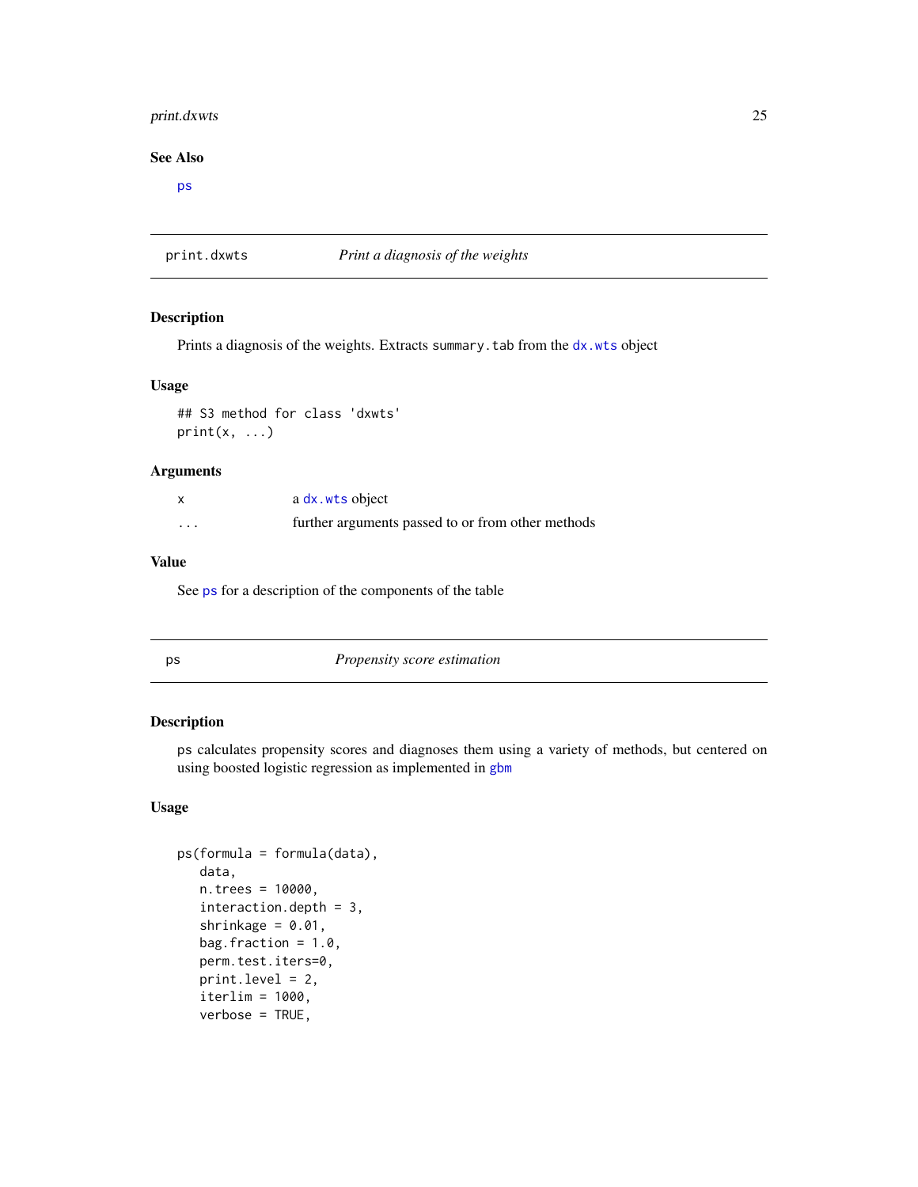### See Also

ps

## print.dxwts *Print a diagnosis of the weights*

### Description

Prints a diagnosis of the weights. Extracts `summary.tab` from the `dx.wts` object

### Usage

```
## S3 method for class 'dxwts'
print(x, ...)
```

### Arguments

| | |
|---|---|
| x | a `dx.wts` object |
| ... | further arguments passed to or from other methods |

### Value

See `ps` for a description of the components of the table

## ps *Propensity score estimation*

### Description

ps calculates propensity scores and diagnoses them using a variety of methods, but centered on using boosted logistic regression as implemented in `gbm`

### Usage

```
ps(formula = formula(data),
   data,
   n.trees = 10000,
   interaction.depth = 3,
   shrinkage = 0.01,
   bag.fraction = 1.0,
   perm.test.iters=0,
   print.level = 2,
   iterlim = 1000,
   verbose = TRUE,
```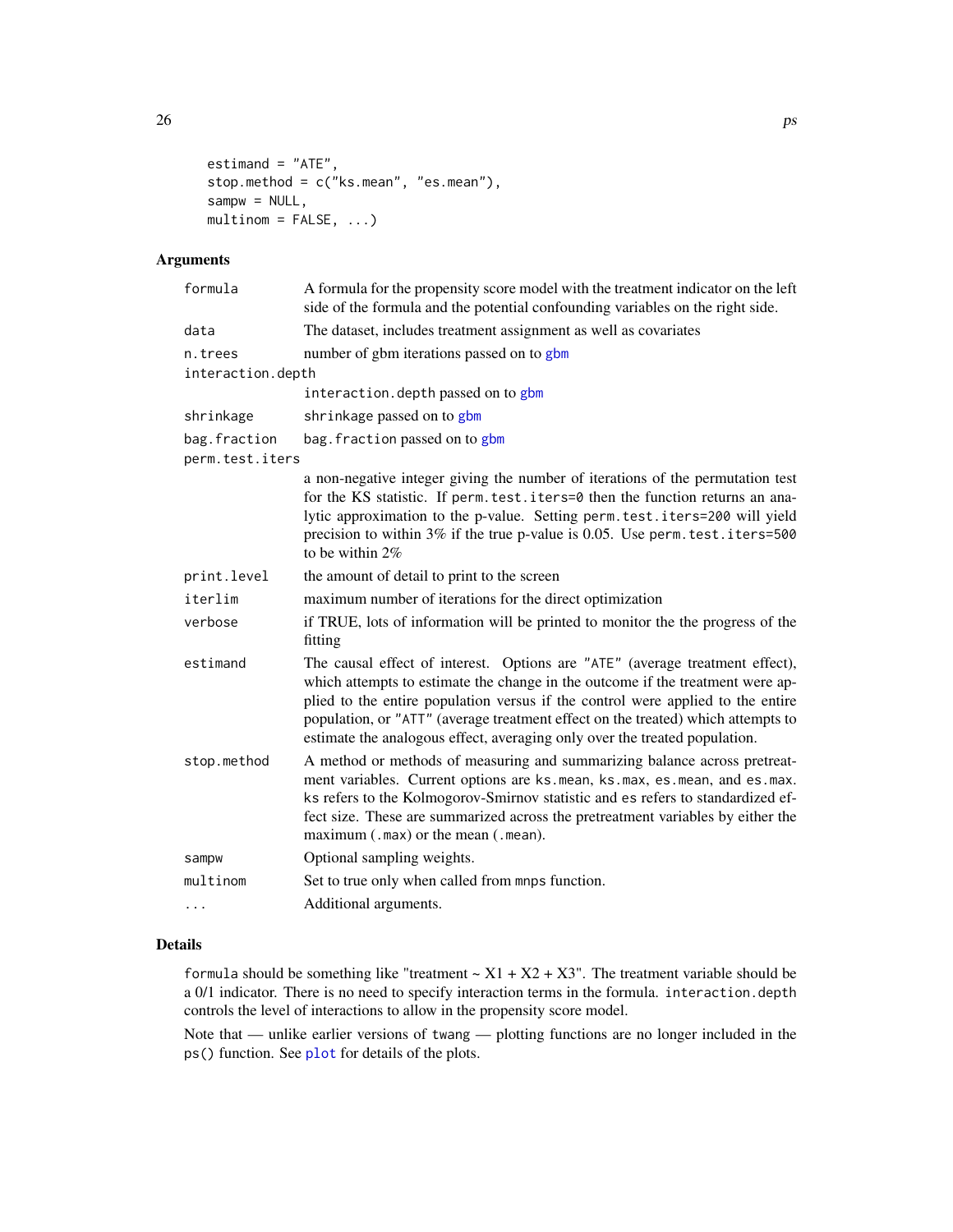```
    estimand = "ATE",
    stop.method = c("ks.mean", "es.mean"),
    sampw = NULL,
    multinom = FALSE, ...)
```

## Arguments

| | |
|---|---|
| `formula` | A formula for the propensity score model with the treatment indicator on the left side of the formula and the potential confounding variables on the right side. |
| `data` | The dataset, includes treatment assignment as well as covariates |
| `n.trees` | number of gbm iterations passed on to gbm |
| `interaction.depth` | `interaction.depth` passed on to gbm |
| `shrinkage` | `shrinkage` passed on to gbm |
| `bag.fraction` | `bag.fraction` passed on to gbm |
| `perm.test.iters` | a non-negative integer giving the number of iterations of the permutation test for the KS statistic. If `perm.test.iters=0` then the function returns an analytic approximation to the p-value. Setting `perm.test.iters=200` will yield precision to within 3% if the true p-value is 0.05. Use `perm.test.iters=500` to be within 2% |
| `print.level` | the amount of detail to print to the screen |
| `iterlim` | maximum number of iterations for the direct optimization |
| `verbose` | if TRUE, lots of information will be printed to monitor the the progress of the fitting |
| `estimand` | The causal effect of interest. Options are `"ATE"` (average treatment effect), which attempts to estimate the change in the outcome if the treatment were applied to the entire population versus if the control were applied to the entire population, or `"ATT"` (average treatment effect on the treated) which attempts to estimate the analogous effect, averaging only over the treated population. |
| `stop.method` | A method or methods of measuring and summarizing balance across pretreatment variables. Current options are `ks.mean`, `ks.max`, `es.mean`, and `es.max`. `ks` refers to the Kolmogorov-Smirnov statistic and `es` refers to standardized effect size. These are summarized across the pretreatment variables by either the maximum (`.max`) or the mean (`.mean`). |
| `sampw` | Optional sampling weights. |
| `multinom` | Set to true only when called from `mnps` function. |
| `...` | Additional arguments. |

## Details

`formula` should be something like "treatment ~ X1 + X2 + X3". The treatment variable should be a 0/1 indicator. There is no need to specify interaction terms in the formula. `interaction.depth` controls the level of interactions to allow in the propensity score model.

Note that — unlike earlier versions of `twang` — plotting functions are no longer included in the `ps()` function. See plot for details of the plots.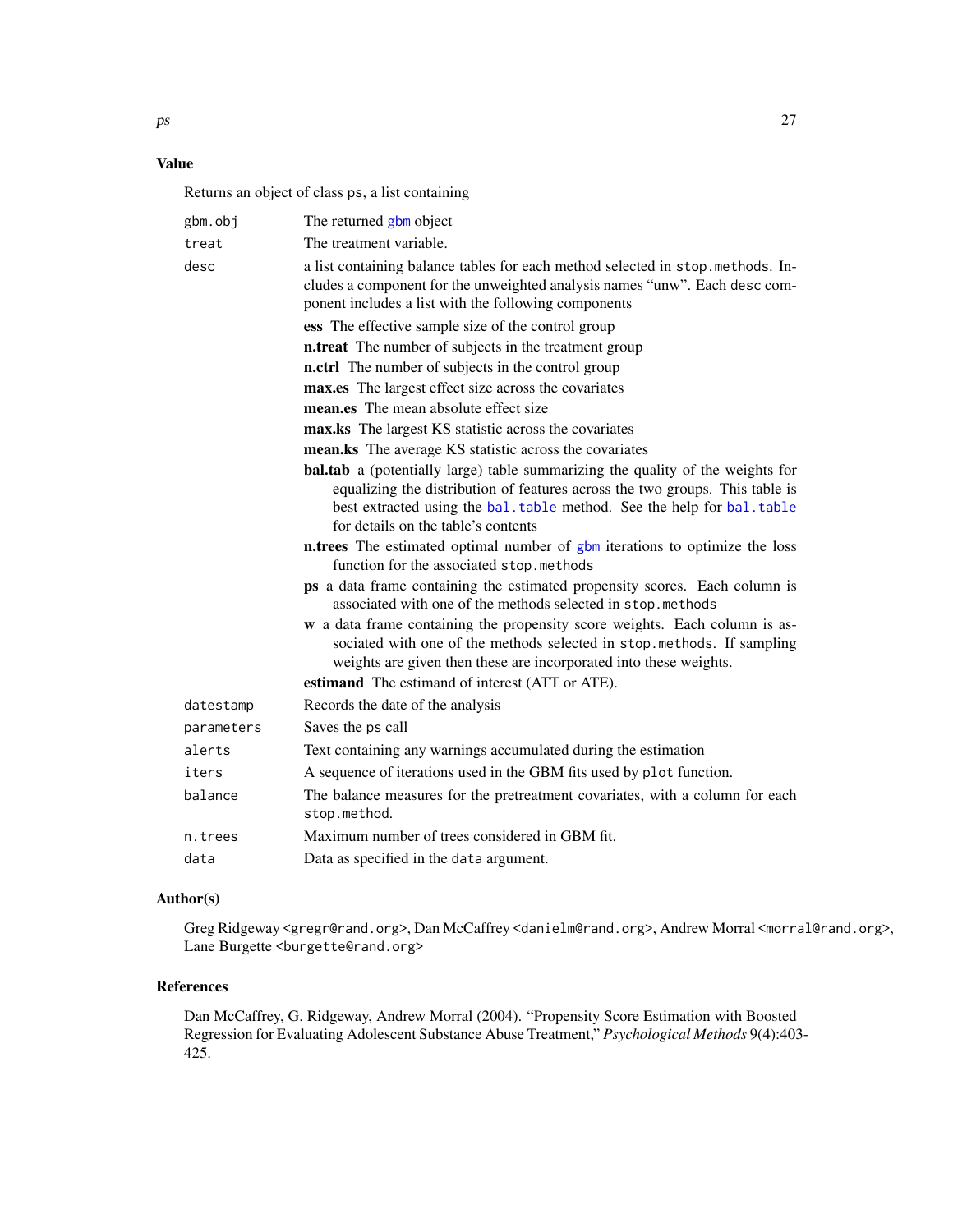## Value

Returns an object of class ps, a list containing

- `gbm.obj` — The returned `gbm` object
- `treat` — The treatment variable.
- `desc` — a list containing balance tables for each method selected in `stop.methods`. Includes a component for the unweighted analysis names "unw". Each `desc` component includes a list with the following components
  - **ess** The effective sample size of the control group
  - **n.treat** The number of subjects in the treatment group
  - **n.ctrl** The number of subjects in the control group
  - **max.es** The largest effect size across the covariates
  - **mean.es** The mean absolute effect size
  - **max.ks** The largest KS statistic across the covariates
  - **mean.ks** The average KS statistic across the covariates
  - **bal.tab** a (potentially large) table summarizing the quality of the weights for equalizing the distribution of features across the two groups. This table is best extracted using the `bal.table` method. See the help for `bal.table` for details on the table's contents
  - **n.trees** The estimated optimal number of `gbm` iterations to optimize the loss function for the associated `stop.methods`
  - **ps** a data frame containing the estimated propensity scores. Each column is associated with one of the methods selected in `stop.methods`
  - **w** a data frame containing the propensity score weights. Each column is associated with one of the methods selected in `stop.methods`. If sampling weights are given then these are incorporated into these weights.
  - **estimand** The estimand of interest (ATT or ATE).
- `datestamp` — Records the date of the analysis
- `parameters` — Saves the `ps` call
- `alerts` — Text containing any warnings accumulated during the estimation
- `iters` — A sequence of iterations used in the GBM fits used by `plot` function.
- `balance` — The balance measures for the pretreatment covariates, with a column for each `stop.method`.
- `n.trees` — Maximum number of trees considered in GBM fit.
- `data` — Data as specified in the `data` argument.

## Author(s)

Greg Ridgeway <gregr@rand.org>, Dan McCaffrey <danielm@rand.org>, Andrew Morral <morral@rand.org>, Lane Burgette <burgette@rand.org>

## References

Dan McCaffrey, G. Ridgeway, Andrew Morral (2004). "Propensity Score Estimation with Boosted Regression for Evaluating Adolescent Substance Abuse Treatment," *Psychological Methods* 9(4):403-425.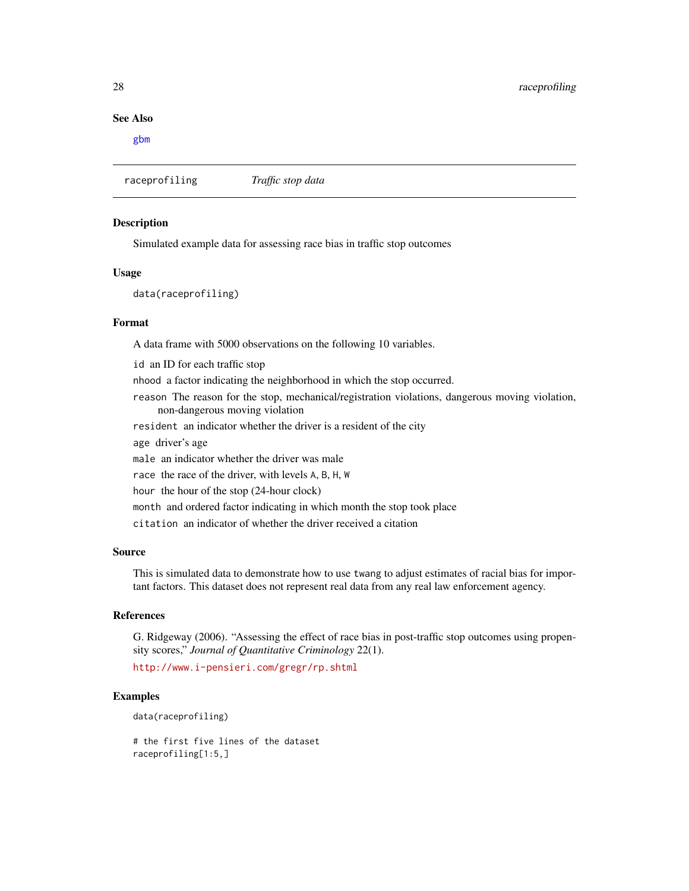### See Also

gbm

---

## raceprofiling *Traffic stop data*

---

### Description

Simulated example data for assessing race bias in traffic stop outcomes

### Usage

```
data(raceprofiling)
```

### Format

A data frame with 5000 observations on the following 10 variables.

- `id` an ID for each traffic stop
- `nhood` a factor indicating the neighborhood in which the stop occurred.
- `reason` The reason for the stop, mechanical/registration violations, dangerous moving violation, non-dangerous moving violation
- `resident` an indicator whether the driver is a resident of the city
- `age` driver's age
- `male` an indicator whether the driver was male
- `race` the race of the driver, with levels `A`, `B`, `H`, `W`
- `hour` the hour of the stop (24-hour clock)
- `month` and ordered factor indicating in which month the stop took place
- `citation` an indicator of whether the driver received a citation

### Source

This is simulated data to demonstrate how to use `twang` to adjust estimates of racial bias for important factors. This dataset does not represent real data from any real law enforcement agency.

### References

G. Ridgeway (2006). "Assessing the effect of race bias in post-traffic stop outcomes using propensity scores," *Journal of Quantitative Criminology* 22(1).

http://www.i-pensieri.com/gregr/rp.shtml

### Examples

```
data(raceprofiling)

# the first five lines of the dataset
raceprofiling[1:5,]
```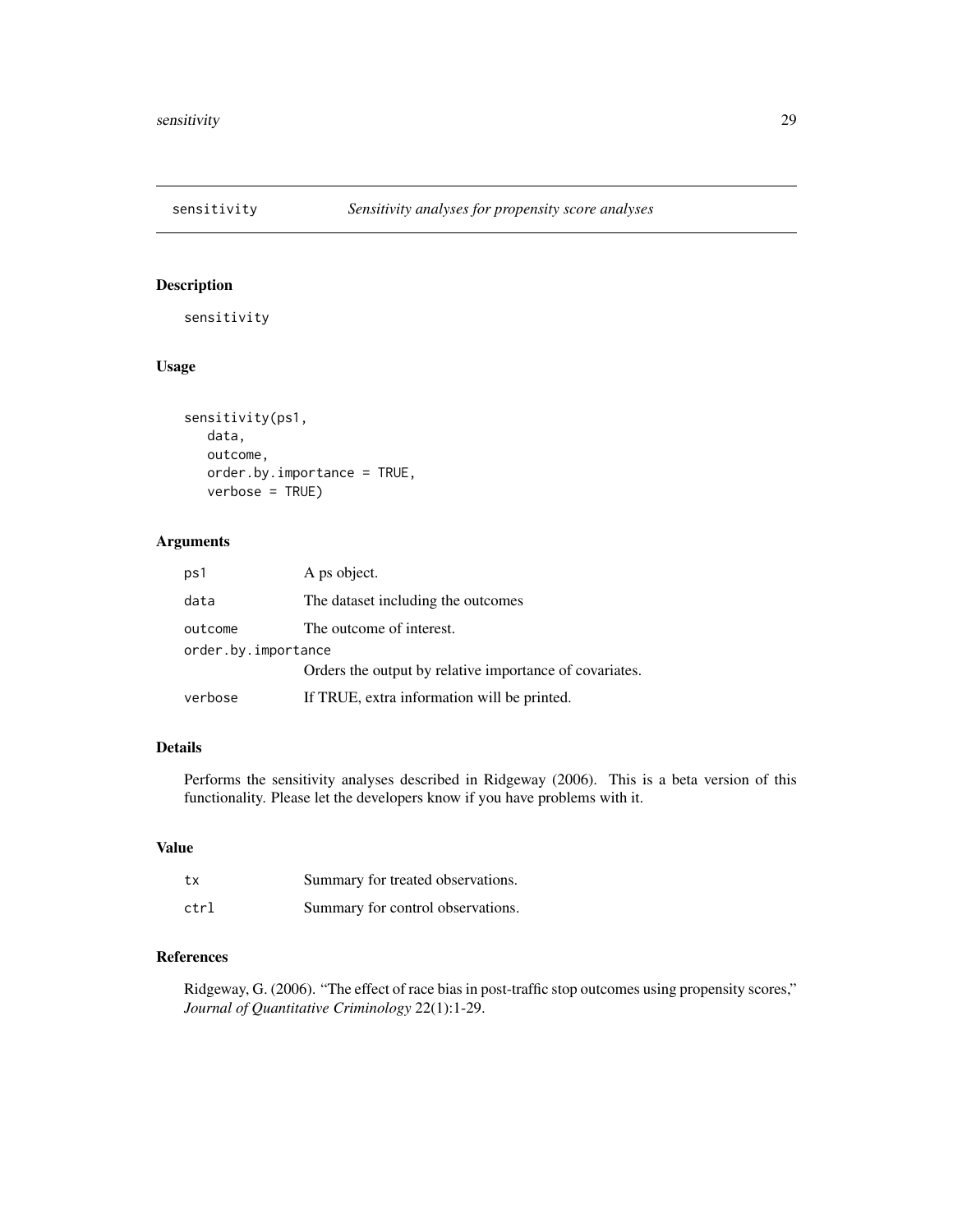## sensitivity — *Sensitivity analyses for propensity score analyses*

### Description

sensitivity

### Usage

```
sensitivity(ps1,
   data,
   outcome,
   order.by.importance = TRUE,
   verbose = TRUE)
```

### Arguments

| | |
|---|---|
| ps1 | A ps object. |
| data | The dataset including the outcomes |
| outcome | The outcome of interest. |
| order.by.importance | Orders the output by relative importance of covariates. |
| verbose | If TRUE, extra information will be printed. |

### Details

Performs the sensitivity analyses described in Ridgeway (2006). This is a beta version of this functionality. Please let the developers know if you have problems with it.

### Value

| | |
|---|---|
| tx | Summary for treated observations. |
| ctrl | Summary for control observations. |

### References

Ridgeway, G. (2006). "The effect of race bias in post-traffic stop outcomes using propensity scores," *Journal of Quantitative Criminology* 22(1):1-29.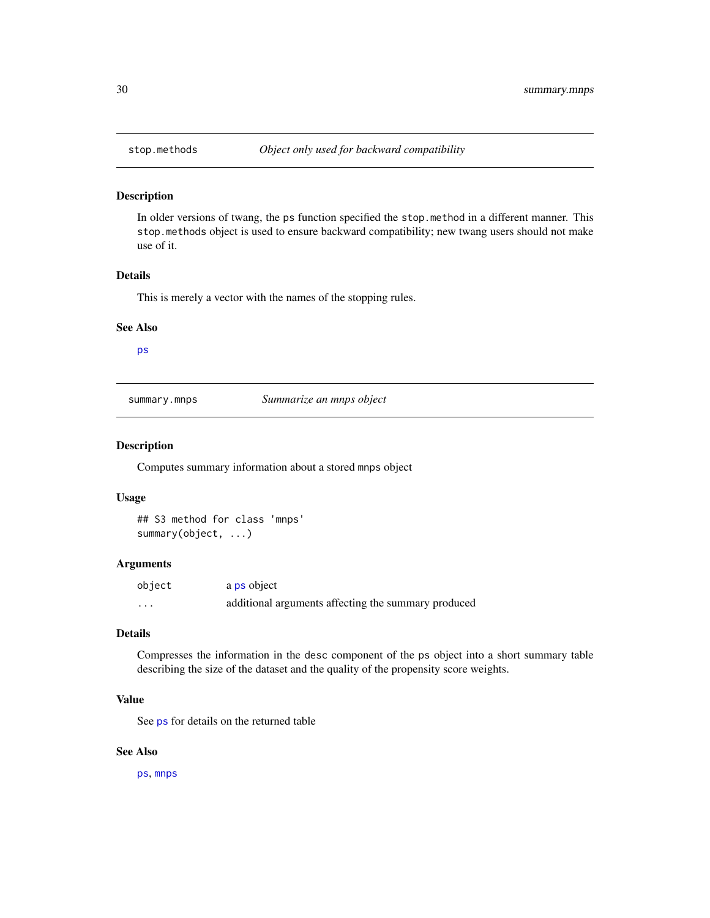## stop.methods — *Object only used for backward compatibility*

### Description

In older versions of twang, the `ps` function specified the `stop.method` in a different manner. This `stop.methods` object is used to ensure backward compatibility; new twang users should not make use of it.

### Details

This is merely a vector with the names of the stopping rules.

### See Also

`ps`

## summary.mnps — *Summarize an mnps object*

### Description

Computes summary information about a stored `mnps` object

### Usage

```
## S3 method for class 'mnps'
summary(object, ...)
```

### Arguments

| | |
|---|---|
| `object` | a `ps` object |
| `...` | additional arguments affecting the summary produced |

### Details

Compresses the information in the `desc` component of the `ps` object into a short summary table describing the size of the dataset and the quality of the propensity score weights.

### Value

See `ps` for details on the returned table

### See Also

`ps`, `mnps`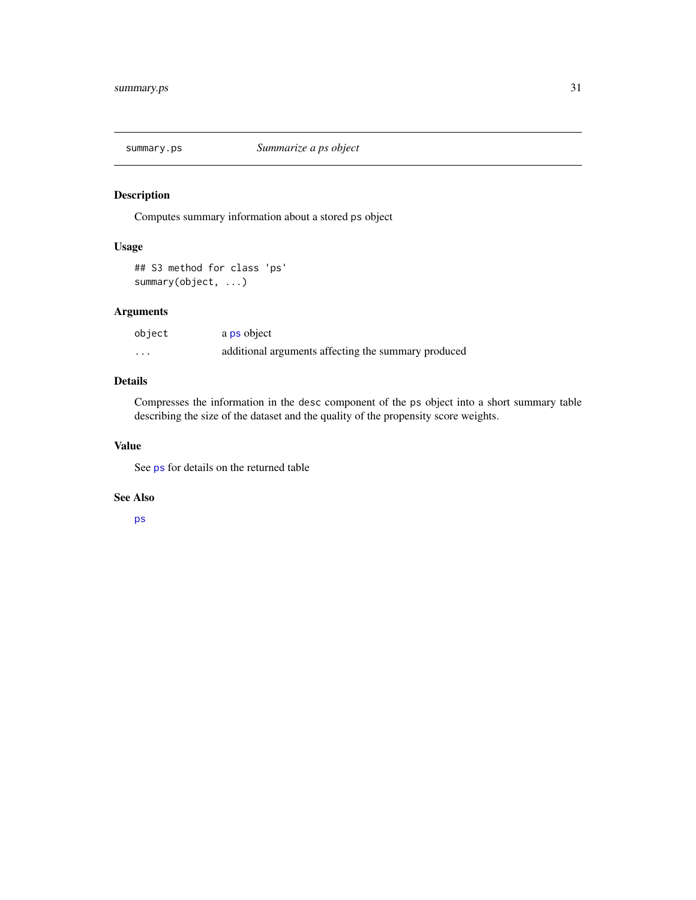## summary.ps *Summarize a ps object*

### Description

Computes summary information about a stored `ps` object

### Usage

```
## S3 method for class 'ps'
summary(object, ...)
```

### Arguments

| | |
|---|---|
| `object` | a `ps` object |
| `...` | additional arguments affecting the summary produced |

### Details

Compresses the information in the `desc` component of the `ps` object into a short summary table describing the size of the dataset and the quality of the propensity score weights.

### Value

See `ps` for details on the returned table

### See Also

`ps`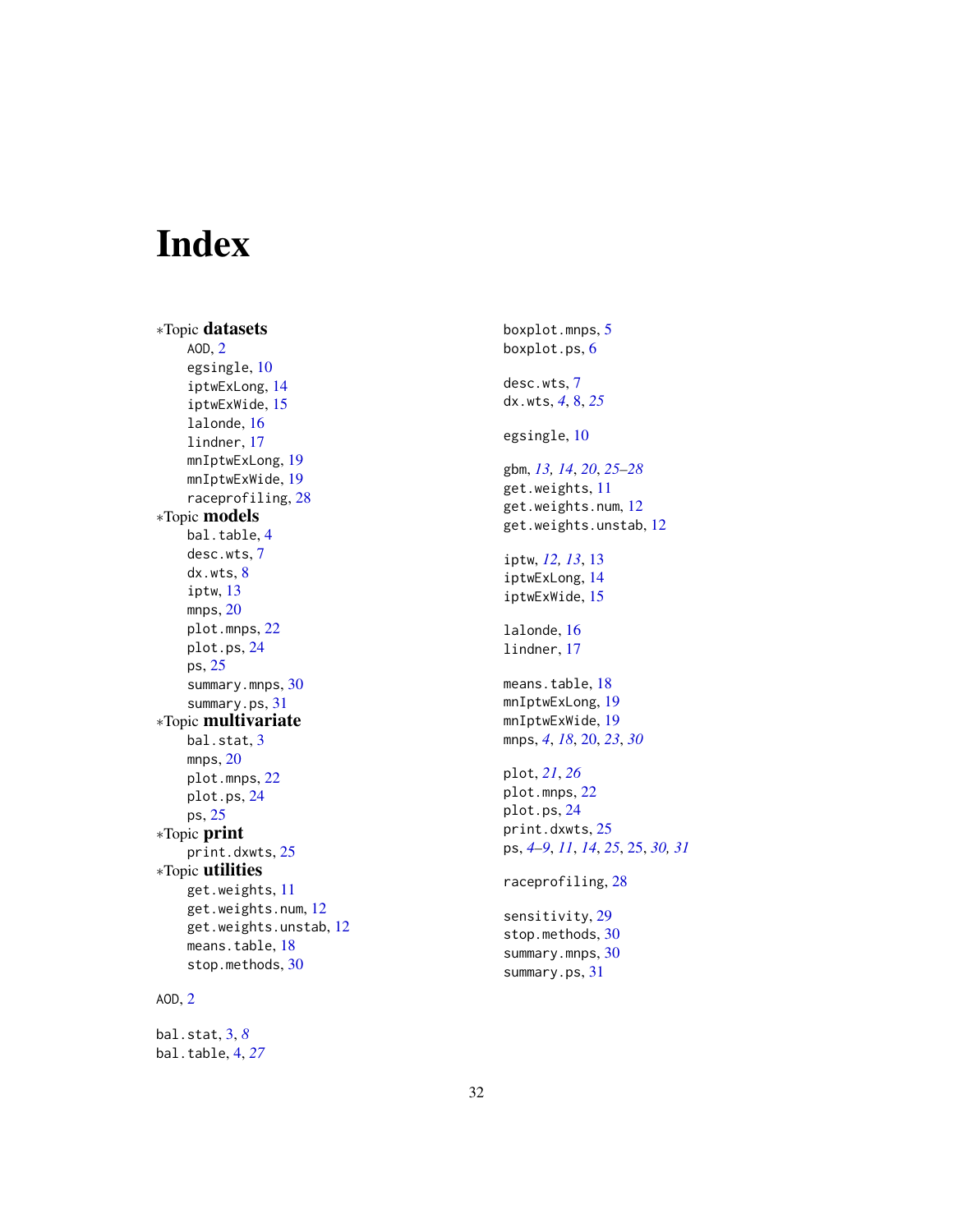# Index

∗Topic **datasets**
- AOD, 2
- egsingle, 10
- iptwExLong, 14
- iptwExWide, 15
- lalonde, 16
- lindner, 17
- mnIptwExLong, 19
- mnIptwExWide, 19
- raceprofiling, 28

∗Topic **models**
- bal.table, 4
- desc.wts, 7
- dx.wts, 8
- iptw, 13
- mnps, 20
- plot.mnps, 22
- plot.ps, 24
- ps, 25
- summary.mnps, 30
- summary.ps, 31

∗Topic **multivariate**
- bal.stat, 3
- mnps, 20
- plot.mnps, 22
- plot.ps, 24
- ps, 25

∗Topic **print**
- print.dxwts, 25

∗Topic **utilities**
- get.weights, 11
- get.weights.num, 12
- get.weights.unstab, 12
- means.table, 18
- stop.methods, 30

AOD, 2

bal.stat, 3, *8*
bal.table, 4, *27*

boxplot.mnps, 5
boxplot.ps, 6

desc.wts, 7
dx.wts, *4*, 8, *25*

egsingle, 10

gbm, *13, 14*, *20*, *25–28*
get.weights, 11
get.weights.num, 12
get.weights.unstab, 12

iptw, *12, 13*, 13
iptwExLong, 14
iptwExWide, 15

lalonde, 16
lindner, 17

means.table, 18
mnIptwExLong, 19
mnIptwExWide, 19
mnps, *4*, *18*, 20, *23*, *30*

plot, *21*, *26*
plot.mnps, 22
plot.ps, 24
print.dxwts, 25
ps, *4–9*, *11*, *14*, *25*, 25, *30, 31*

raceprofiling, 28

sensitivity, 29
stop.methods, 30
summary.mnps, 30
summary.ps, 31